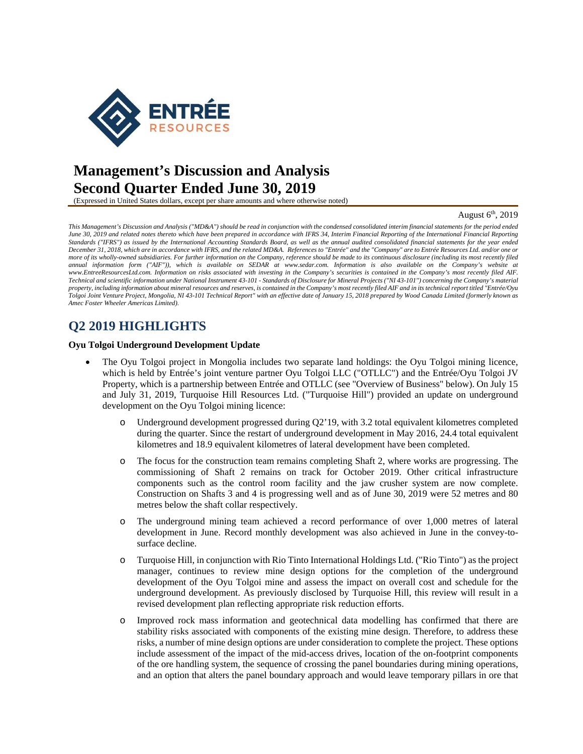# Management's Discussion and Analysis Second Quarter Ended June 30, 2019

(Expressed in United States dollars, except per share amounts and where otherwise noted)

August 6th, 2019

*This Management's Discussion and Analysis ("MD&A") should be read in conjunction with the condensed consolidated interim financial statements for the period ended June 30, 2019 and related notes thereto which have been prepared in accordance with IFRS 34, Interim Financial Reporting of the International Financial Reporting Standards ("IFRS") as issued by the International Accounting Standards Board, as well as the annual audited consolidated financial statements for the year ended December 31, 2018, which are in accordance with IFRS, and the related MD&A. References to "Entrée" and the "Company" are to Entrée Resources Ltd. and/or one or more of its wholly-owned subsidiaries. For further information on the Company, reference should be made to its continuous disclosure (including its most recently filed annual information form ("AIF")), which is available on SEDAR at www.sedar.com. Information is also available on the Company's website at www.EntreeResourcesLtd.com. Information on risks associated with investing in the Company's securities is contained in the Company's most recently filed AIF. Technical and scientific information under National Instrument 43-101 - Standards of Disclosure for Mineral Projects ("NI 43-101") concerning the Company's material property, including information about mineral resources and reserves, is contained in the Company's most recently filed AIF and in its technical report titled "Entrée/Oyu Tolgoi Joint Venture Project, Mongolia, NI 43-101 Technical Report" with an effective date of January 15, 2018 prepared by Wood Canada Limited (formerly known as Amec Foster Wheeler Americas Limited).*

## Q2 2019 HIGHLIGHTS

**Oyu Tolgoi Underground Development Update**

- The Oyu Tolgoi project in Mongolia includes two separate land holdings: the Oyu Tolgoi mining licence, which is held by Entrée's joint venture partner Oyu Tolgoi LLC ("OTLLC") and the Entrée/Oyu Tolgoi JV Property, which is a partnership between Entrée and OTLLC (see "Overview of Business" below). On July 15 and July 31, 2019, Turquoise Hill Resources Ltd. ("Turquoise Hill") provided an update on underground development on the Oyu Tolgoi mining licence:
  - Underground development progressed during Q2'19, with 3.2 total equivalent kilometres completed during the quarter. Since the restart of underground development in May 2016, 24.4 total equivalent kilometres and 18.9 equivalent kilometres of lateral development have been completed.
  - The focus for the construction team remains completing Shaft 2, where works are progressing. The commissioning of Shaft 2 remains on track for October 2019. Other critical infrastructure components such as the control room facility and the jaw crusher system are now complete. Construction on Shafts 3 and 4 is progressing well and as of June 30, 2019 were 52 metres and 80 metres below the shaft collar respectively.
  - The underground mining team achieved a record performance of over 1,000 metres of lateral development in June. Record monthly development was also achieved in June in the convey-to-surface decline.
  - Turquoise Hill, in conjunction with Rio Tinto International Holdings Ltd. ("Rio Tinto") as the project manager, continues to review mine design options for the completion of the underground development of the Oyu Tolgoi mine and assess the impact on overall cost and schedule for the underground development. As previously disclosed by Turquoise Hill, this review will result in a revised development plan reflecting appropriate risk reduction efforts.
  - Improved rock mass information and geotechnical data modelling has confirmed that there are stability risks associated with components of the existing mine design. Therefore, to address these risks, a number of mine design options are under consideration to complete the project. These options include assessment of the impact of the mid-access drives, location of the on-footprint components of the ore handling system, the sequence of crossing the panel boundaries during mining operations, and an option that alters the panel boundary approach and would leave temporary pillars in ore that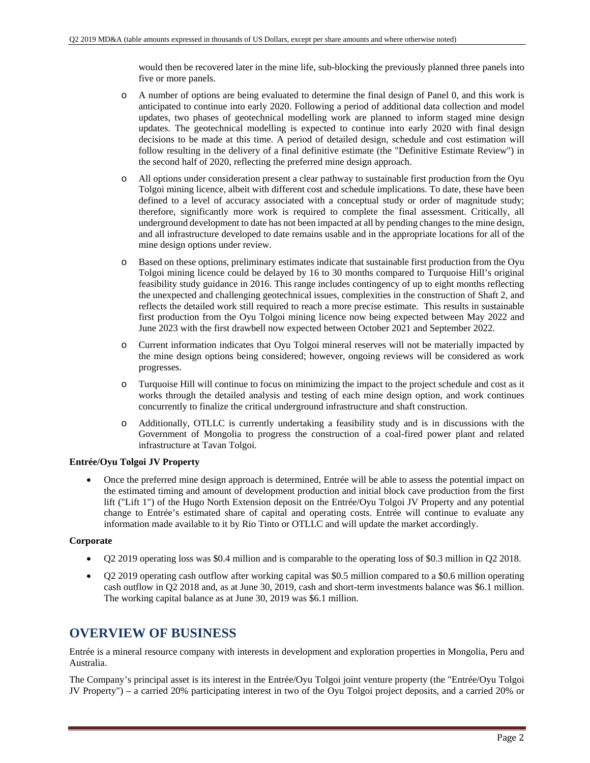would then be recovered later in the mine life, sub-blocking the previously planned three panels into five or more panels.

- A number of options are being evaluated to determine the final design of Panel 0, and this work is anticipated to continue into early 2020. Following a period of additional data collection and model updates, two phases of geotechnical modelling work are planned to inform staged mine design updates. The geotechnical modelling is expected to continue into early 2020 with final design decisions to be made at this time. A period of detailed design, schedule and cost estimation will follow resulting in the delivery of a final definitive estimate (the "Definitive Estimate Review") in the second half of 2020, reflecting the preferred mine design approach.
- All options under consideration present a clear pathway to sustainable first production from the Oyu Tolgoi mining licence, albeit with different cost and schedule implications. To date, these have been defined to a level of accuracy associated with a conceptual study or order of magnitude study; therefore, significantly more work is required to complete the final assessment. Critically, all underground development to date has not been impacted at all by pending changes to the mine design, and all infrastructure developed to date remains usable and in the appropriate locations for all of the mine design options under review.
- Based on these options, preliminary estimates indicate that sustainable first production from the Oyu Tolgoi mining licence could be delayed by 16 to 30 months compared to Turquoise Hill's original feasibility study guidance in 2016. This range includes contingency of up to eight months reflecting the unexpected and challenging geotechnical issues, complexities in the construction of Shaft 2, and reflects the detailed work still required to reach a more precise estimate. This results in sustainable first production from the Oyu Tolgoi mining licence now being expected between May 2022 and June 2023 with the first drawbell now expected between October 2021 and September 2022.
- Current information indicates that Oyu Tolgoi mineral reserves will not be materially impacted by the mine design options being considered; however, ongoing reviews will be considered as work progresses.
- Turquoise Hill will continue to focus on minimizing the impact to the project schedule and cost as it works through the detailed analysis and testing of each mine design option, and work continues concurrently to finalize the critical underground infrastructure and shaft construction.
- Additionally, OTLLC is currently undertaking a feasibility study and is in discussions with the Government of Mongolia to progress the construction of a coal-fired power plant and related infrastructure at Tavan Tolgoi.

**Entrée/Oyu Tolgoi JV Property**

- Once the preferred mine design approach is determined, Entrée will be able to assess the potential impact on the estimated timing and amount of development production and initial block cave production from the first lift ("Lift 1") of the Hugo North Extension deposit on the Entrée/Oyu Tolgoi JV Property and any potential change to Entrée's estimated share of capital and operating costs. Entrée will continue to evaluate any information made available to it by Rio Tinto or OTLLC and will update the market accordingly.

**Corporate**

- Q2 2019 operating loss was $0.4 million and is comparable to the operating loss of $0.3 million in Q2 2018.
- Q2 2019 operating cash outflow after working capital was $0.5 million compared to a $0.6 million operating cash outflow in Q2 2018 and, as at June 30, 2019, cash and short-term investments balance was $6.1 million. The working capital balance as at June 30, 2019 was $6.1 million.

## OVERVIEW OF BUSINESS

Entrée is a mineral resource company with interests in development and exploration properties in Mongolia, Peru and Australia.

The Company's principal asset is its interest in the Entrée/Oyu Tolgoi joint venture property (the "Entrée/Oyu Tolgoi JV Property") – a carried 20% participating interest in two of the Oyu Tolgoi project deposits, and a carried 20% or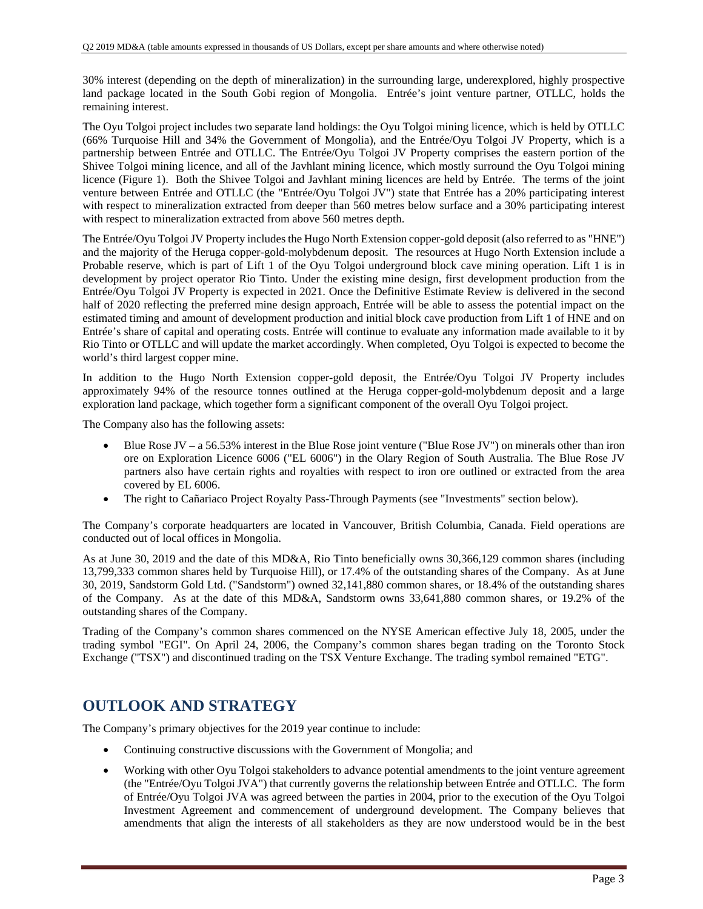30% interest (depending on the depth of mineralization) in the surrounding large, underexplored, highly prospective land package located in the South Gobi region of Mongolia. Entrée's joint venture partner, OTLLC, holds the remaining interest.

The Oyu Tolgoi project includes two separate land holdings: the Oyu Tolgoi mining licence, which is held by OTLLC (66% Turquoise Hill and 34% the Government of Mongolia), and the Entrée/Oyu Tolgoi JV Property, which is a partnership between Entrée and OTLLC. The Entrée/Oyu Tolgoi JV Property comprises the eastern portion of the Shivee Tolgoi mining licence, and all of the Javhlant mining licence, which mostly surround the Oyu Tolgoi mining licence (Figure 1). Both the Shivee Tolgoi and Javhlant mining licences are held by Entrée. The terms of the joint venture between Entrée and OTLLC (the "Entrée/Oyu Tolgoi JV") state that Entrée has a 20% participating interest with respect to mineralization extracted from deeper than 560 metres below surface and a 30% participating interest with respect to mineralization extracted from above 560 metres depth.

The Entrée/Oyu Tolgoi JV Property includes the Hugo North Extension copper-gold deposit (also referred to as "HNE") and the majority of the Heruga copper-gold-molybdenum deposit. The resources at Hugo North Extension include a Probable reserve, which is part of Lift 1 of the Oyu Tolgoi underground block cave mining operation. Lift 1 is in development by project operator Rio Tinto. Under the existing mine design, first development production from the Entrée/Oyu Tolgoi JV Property is expected in 2021. Once the Definitive Estimate Review is delivered in the second half of 2020 reflecting the preferred mine design approach, Entrée will be able to assess the potential impact on the estimated timing and amount of development production and initial block cave production from Lift 1 of HNE and on Entrée's share of capital and operating costs. Entrée will continue to evaluate any information made available to it by Rio Tinto or OTLLC and will update the market accordingly. When completed, Oyu Tolgoi is expected to become the world's third largest copper mine.

In addition to the Hugo North Extension copper-gold deposit, the Entrée/Oyu Tolgoi JV Property includes approximately 94% of the resource tonnes outlined at the Heruga copper-gold-molybdenum deposit and a large exploration land package, which together form a significant component of the overall Oyu Tolgoi project.

The Company also has the following assets:

- Blue Rose JV – a 56.53% interest in the Blue Rose joint venture ("Blue Rose JV") on minerals other than iron ore on Exploration Licence 6006 ("EL 6006") in the Olary Region of South Australia. The Blue Rose JV partners also have certain rights and royalties with respect to iron ore outlined or extracted from the area covered by EL 6006.
- The right to Cañariaco Project Royalty Pass-Through Payments (see "Investments" section below).

The Company's corporate headquarters are located in Vancouver, British Columbia, Canada. Field operations are conducted out of local offices in Mongolia.

As at June 30, 2019 and the date of this MD&A, Rio Tinto beneficially owns 30,366,129 common shares (including 13,799,333 common shares held by Turquoise Hill), or 17.4% of the outstanding shares of the Company. As at June 30, 2019, Sandstorm Gold Ltd. ("Sandstorm") owned 32,141,880 common shares, or 18.4% of the outstanding shares of the Company. As at the date of this MD&A, Sandstorm owns 33,641,880 common shares, or 19.2% of the outstanding shares of the Company.

Trading of the Company's common shares commenced on the NYSE American effective July 18, 2005, under the trading symbol "EGI". On April 24, 2006, the Company's common shares began trading on the Toronto Stock Exchange ("TSX") and discontinued trading on the TSX Venture Exchange. The trading symbol remained "ETG".

## OUTLOOK AND STRATEGY

The Company's primary objectives for the 2019 year continue to include:

- Continuing constructive discussions with the Government of Mongolia; and
- Working with other Oyu Tolgoi stakeholders to advance potential amendments to the joint venture agreement (the "Entrée/Oyu Tolgoi JVA") that currently governs the relationship between Entrée and OTLLC. The form of Entrée/Oyu Tolgoi JVA was agreed between the parties in 2004, prior to the execution of the Oyu Tolgoi Investment Agreement and commencement of underground development. The Company believes that amendments that align the interests of all stakeholders as they are now understood would be in the best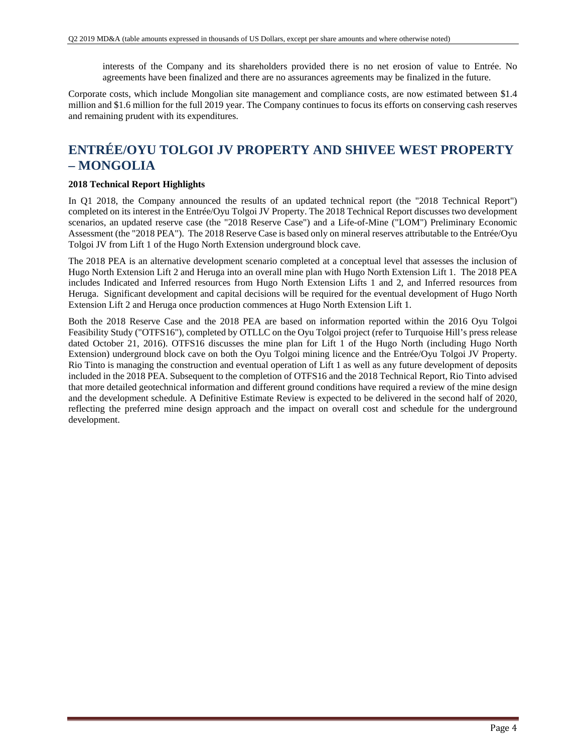interests of the Company and its shareholders provided there is no net erosion of value to Entrée. No agreements have been finalized and there are no assurances agreements may be finalized in the future.

Corporate costs, which include Mongolian site management and compliance costs, are now estimated between $1.4 million and $1.6 million for the full 2019 year. The Company continues to focus its efforts on conserving cash reserves and remaining prudent with its expenditures.

# ENTRÉE/OYU TOLGOI JV PROPERTY AND SHIVEE WEST PROPERTY – MONGOLIA

**2018 Technical Report Highlights**

In Q1 2018, the Company announced the results of an updated technical report (the "2018 Technical Report") completed on its interest in the Entrée/Oyu Tolgoi JV Property. The 2018 Technical Report discusses two development scenarios, an updated reserve case (the "2018 Reserve Case") and a Life-of-Mine ("LOM") Preliminary Economic Assessment (the "2018 PEA"). The 2018 Reserve Case is based only on mineral reserves attributable to the Entrée/Oyu Tolgoi JV from Lift 1 of the Hugo North Extension underground block cave.

The 2018 PEA is an alternative development scenario completed at a conceptual level that assesses the inclusion of Hugo North Extension Lift 2 and Heruga into an overall mine plan with Hugo North Extension Lift 1. The 2018 PEA includes Indicated and Inferred resources from Hugo North Extension Lifts 1 and 2, and Inferred resources from Heruga. Significant development and capital decisions will be required for the eventual development of Hugo North Extension Lift 2 and Heruga once production commences at Hugo North Extension Lift 1.

Both the 2018 Reserve Case and the 2018 PEA are based on information reported within the 2016 Oyu Tolgoi Feasibility Study ("OTFS16"), completed by OTLLC on the Oyu Tolgoi project (refer to Turquoise Hill's press release dated October 21, 2016). OTFS16 discusses the mine plan for Lift 1 of the Hugo North (including Hugo North Extension) underground block cave on both the Oyu Tolgoi mining licence and the Entrée/Oyu Tolgoi JV Property. Rio Tinto is managing the construction and eventual operation of Lift 1 as well as any future development of deposits included in the 2018 PEA. Subsequent to the completion of OTFS16 and the 2018 Technical Report, Rio Tinto advised that more detailed geotechnical information and different ground conditions have required a review of the mine design and the development schedule. A Definitive Estimate Review is expected to be delivered in the second half of 2020, reflecting the preferred mine design approach and the impact on overall cost and schedule for the underground development.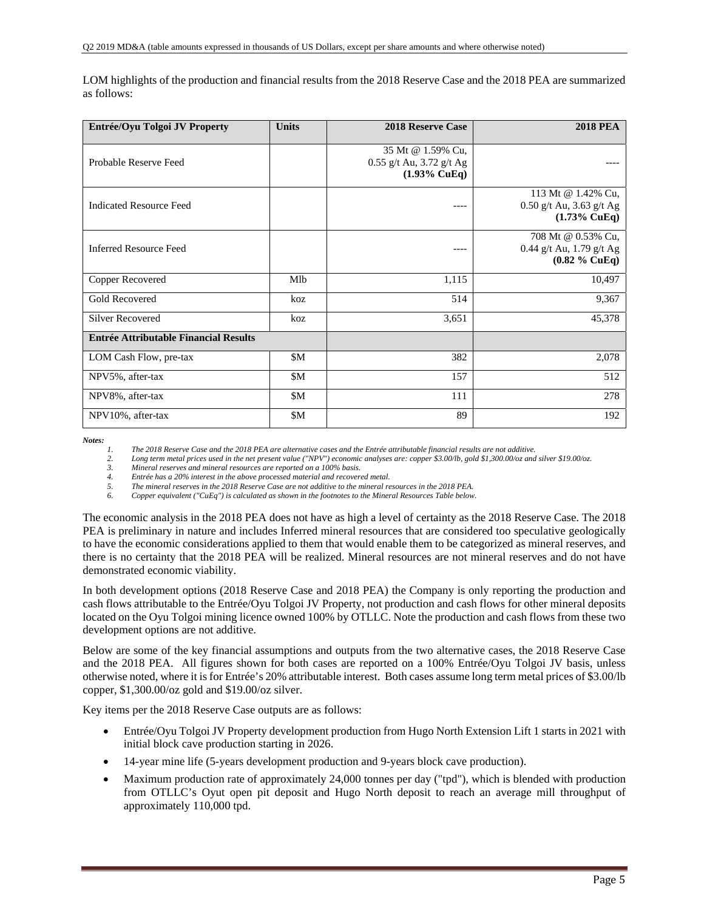LOM highlights of the production and financial results from the 2018 Reserve Case and the 2018 PEA are summarized as follows:

| Entrée/Oyu Tolgoi JV Property | Units | 2018 Reserve Case | 2018 PEA |
|---|---|---|---|
| Probable Reserve Feed | | 35 Mt @ 1.59% Cu, 0.55 g/t Au, 3.72 g/t Ag **(1.93% CuEq)** | ---- |
| Indicated Resource Feed | | ---- | 113 Mt @ 1.42% Cu, 0.50 g/t Au, 3.63 g/t Ag **(1.73% CuEq)** |
| Inferred Resource Feed | | ---- | 708 Mt @ 0.53% Cu, 0.44 g/t Au, 1.79 g/t Ag **(0.82 % CuEq)** |
| Copper Recovered | Mlb | 1,115 | 10,497 |
| Gold Recovered | koz | 514 | 9,367 |
| Silver Recovered | koz | 3,651 | 45,378 |
| **Entrée Attributable Financial Results** | | | |
| LOM Cash Flow, pre-tax | $M | 382 | 2,078 |
| NPV5%, after-tax | $M | 157 | 512 |
| NPV8%, after-tax | $M | 111 | 278 |
| NPV10%, after-tax | $M | 89 | 192 |

***Notes:***

1. *The 2018 Reserve Case and the 2018 PEA are alternative cases and the Entrée attributable financial results are not additive.*
2. *Long term metal prices used in the net present value ("NPV") economic analyses are: copper $3.00/lb, gold $1,300.00/oz and silver $19.00/oz.*
3. *Mineral reserves and mineral resources are reported on a 100% basis.*
4. *Entrée has a 20% interest in the above processed material and recovered metal.*
5. *The mineral reserves in the 2018 Reserve Case are not additive to the mineral resources in the 2018 PEA.*
6. *Copper equivalent ("CuEq") is calculated as shown in the footnotes to the Mineral Resources Table below.*

The economic analysis in the 2018 PEA does not have as high a level of certainty as the 2018 Reserve Case. The 2018 PEA is preliminary in nature and includes Inferred mineral resources that are considered too speculative geologically to have the economic considerations applied to them that would enable them to be categorized as mineral reserves, and there is no certainty that the 2018 PEA will be realized. Mineral resources are not mineral reserves and do not have demonstrated economic viability.

In both development options (2018 Reserve Case and 2018 PEA) the Company is only reporting the production and cash flows attributable to the Entrée/Oyu Tolgoi JV Property, not production and cash flows for other mineral deposits located on the Oyu Tolgoi mining licence owned 100% by OTLLC. Note the production and cash flows from these two development options are not additive.

Below are some of the key financial assumptions and outputs from the two alternative cases, the 2018 Reserve Case and the 2018 PEA. All figures shown for both cases are reported on a 100% Entrée/Oyu Tolgoi JV basis, unless otherwise noted, where it is for Entrée's 20% attributable interest. Both cases assume long term metal prices of $3.00/lb copper, $1,300.00/oz gold and $19.00/oz silver.

Key items per the 2018 Reserve Case outputs are as follows:

- Entrée/Oyu Tolgoi JV Property development production from Hugo North Extension Lift 1 starts in 2021 with initial block cave production starting in 2026.
- 14-year mine life (5-years development production and 9-years block cave production).
- Maximum production rate of approximately 24,000 tonnes per day ("tpd"), which is blended with production from OTLLC's Oyut open pit deposit and Hugo North deposit to reach an average mill throughput of approximately 110,000 tpd.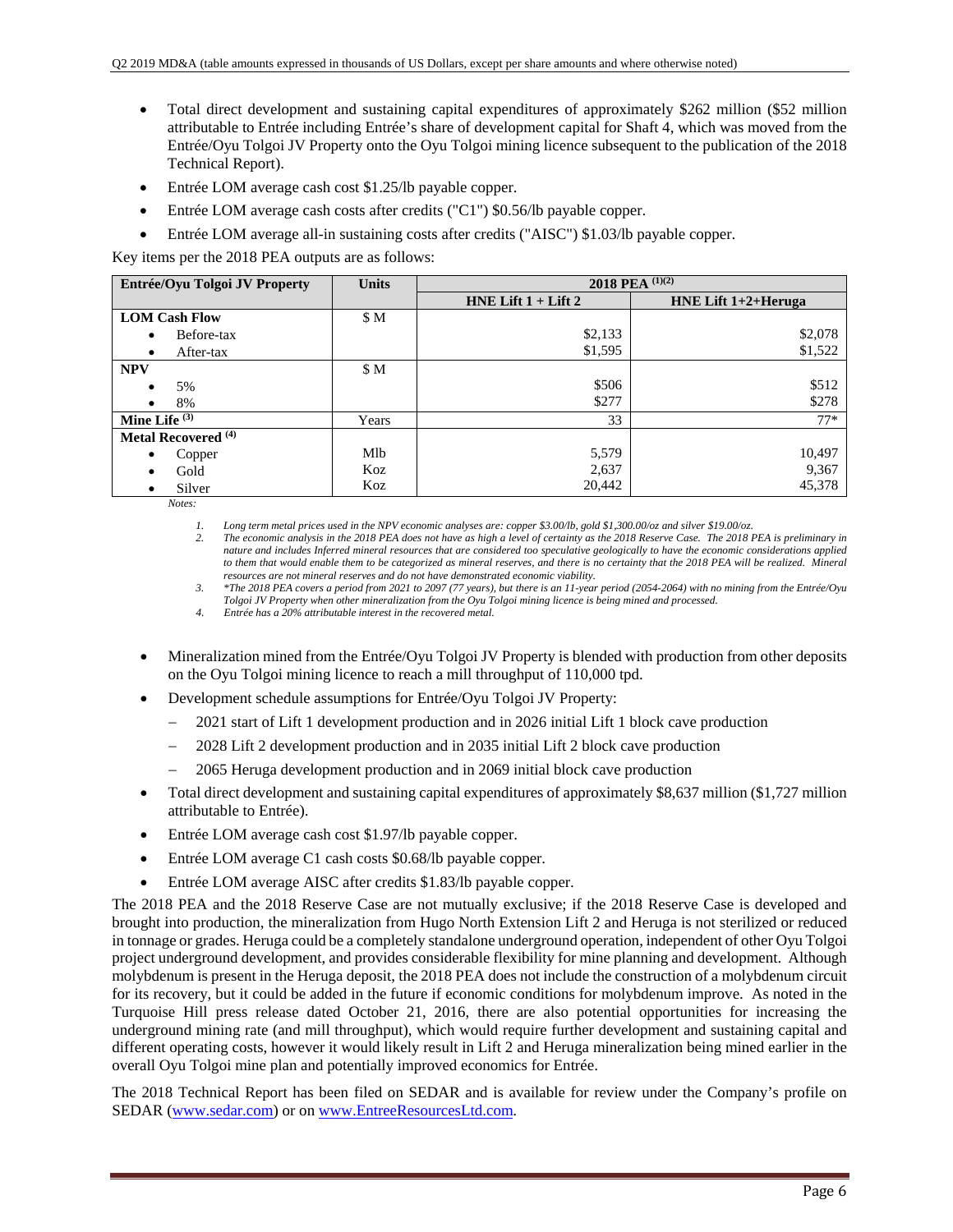- Total direct development and sustaining capital expenditures of approximately $262 million ($52 million attributable to Entrée including Entrée's share of development capital for Shaft 4, which was moved from the Entrée/Oyu Tolgoi JV Property onto the Oyu Tolgoi mining licence subsequent to the publication of the 2018 Technical Report).
- Entrée LOM average cash cost $1.25/lb payable copper.
- Entrée LOM average cash costs after credits ("C1") $0.56/lb payable copper.
- Entrée LOM average all-in sustaining costs after credits ("AISC") $1.03/lb payable copper.

Key items per the 2018 PEA outputs are as follows:

| Entrée/Oyu Tolgoi JV Property | Units | 2018 PEA (1)(2) | |
|---|---|---|---|
| | | HNE Lift 1 + Lift 2 | HNE Lift 1+2+Heruga |
| **LOM Cash Flow** | $ M | | |
| • Before-tax | | $2,133 | $2,078 |
| • After-tax | | $1,595 | $1,522 |
| **NPV** | $ M | | |
| • 5% | | $506 | $512 |
| • 8% | | $277 | $278 |
| **Mine Life (3)** | Years | 33 | 77* |
| **Metal Recovered (4)** | | | |
| • Copper | Mlb | 5,579 | 10,497 |
| • Gold | Koz | 2,637 | 9,367 |
| • Silver | Koz | 20,442 | 45,378 |

*Notes:*

1. *Long term metal prices used in the NPV economic analyses are: copper $3.00/lb, gold $1,300.00/oz and silver $19.00/oz.*
2. *The economic analysis in the 2018 PEA does not have as high a level of certainty as the 2018 Reserve Case. The 2018 PEA is preliminary in nature and includes Inferred mineral resources that are considered too speculative geologically to have the economic considerations applied to them that would enable them to be categorized as mineral reserves, and there is no certainty that the 2018 PEA will be realized. Mineral resources are not mineral reserves and do not have demonstrated economic viability.*
3. *\*The 2018 PEA covers a period from 2021 to 2097 (77 years), but there is an 11-year period (2054-2064) with no mining from the Entrée/Oyu Tolgoi JV Property when other mineralization from the Oyu Tolgoi mining licence is being mined and processed.*
4. *Entrée has a 20% attributable interest in the recovered metal.*

- Mineralization mined from the Entrée/Oyu Tolgoi JV Property is blended with production from other deposits on the Oyu Tolgoi mining licence to reach a mill throughput of 110,000 tpd.
- Development schedule assumptions for Entrée/Oyu Tolgoi JV Property:
  - 2021 start of Lift 1 development production and in 2026 initial Lift 1 block cave production
  - 2028 Lift 2 development production and in 2035 initial Lift 2 block cave production
  - 2065 Heruga development production and in 2069 initial block cave production
- Total direct development and sustaining capital expenditures of approximately $8,637 million ($1,727 million attributable to Entrée).
- Entrée LOM average cash cost $1.97/lb payable copper.
- Entrée LOM average C1 cash costs $0.68/lb payable copper.
- Entrée LOM average AISC after credits $1.83/lb payable copper.

The 2018 PEA and the 2018 Reserve Case are not mutually exclusive; if the 2018 Reserve Case is developed and brought into production, the mineralization from Hugo North Extension Lift 2 and Heruga is not sterilized or reduced in tonnage or grades. Heruga could be a completely standalone underground operation, independent of other Oyu Tolgoi project underground development, and provides considerable flexibility for mine planning and development. Although molybdenum is present in the Heruga deposit, the 2018 PEA does not include the construction of a molybdenum circuit for its recovery, but it could be added in the future if economic conditions for molybdenum improve. As noted in the Turquoise Hill press release dated October 21, 2016, there are also potential opportunities for increasing the underground mining rate (and mill throughput), which would require further development and sustaining capital and different operating costs, however it would likely result in Lift 2 and Heruga mineralization being mined earlier in the overall Oyu Tolgoi mine plan and potentially improved economics for Entrée.

The 2018 Technical Report has been filed on SEDAR and is available for review under the Company's profile on SEDAR (www.sedar.com) or on www.EntreeResourcesLtd.com.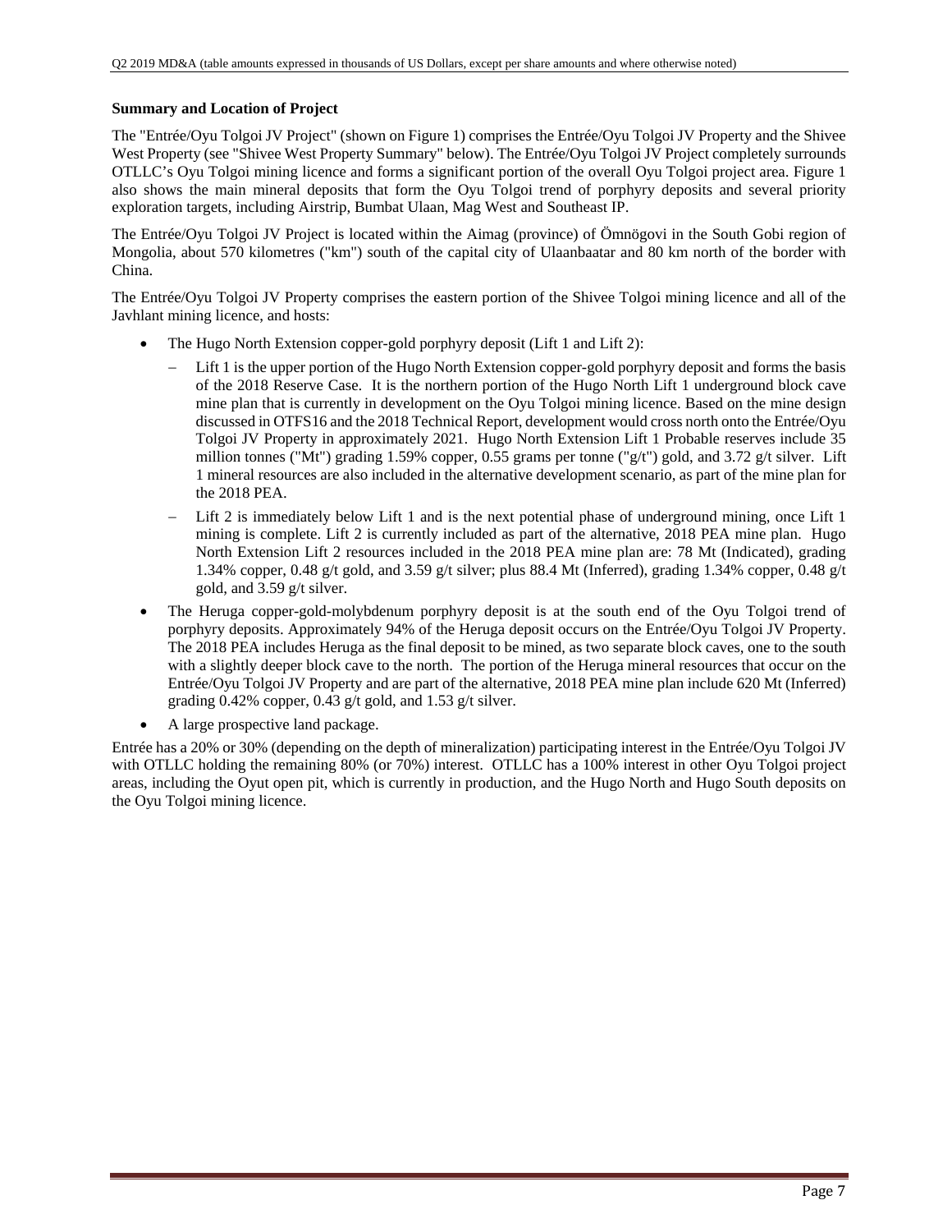**Summary and Location of Project**

The "Entrée/Oyu Tolgoi JV Project" (shown on Figure 1) comprises the Entrée/Oyu Tolgoi JV Property and the Shivee West Property (see "Shivee West Property Summary" below). The Entrée/Oyu Tolgoi JV Project completely surrounds OTLLC's Oyu Tolgoi mining licence and forms a significant portion of the overall Oyu Tolgoi project area. Figure 1 also shows the main mineral deposits that form the Oyu Tolgoi trend of porphyry deposits and several priority exploration targets, including Airstrip, Bumbat Ulaan, Mag West and Southeast IP.

The Entrée/Oyu Tolgoi JV Project is located within the Aimag (province) of Ömnögovi in the South Gobi region of Mongolia, about 570 kilometres ("km") south of the capital city of Ulaanbaatar and 80 km north of the border with China.

The Entrée/Oyu Tolgoi JV Property comprises the eastern portion of the Shivee Tolgoi mining licence and all of the Javhlant mining licence, and hosts:

- The Hugo North Extension copper-gold porphyry deposit (Lift 1 and Lift 2):
  - Lift 1 is the upper portion of the Hugo North Extension copper-gold porphyry deposit and forms the basis of the 2018 Reserve Case. It is the northern portion of the Hugo North Lift 1 underground block cave mine plan that is currently in development on the Oyu Tolgoi mining licence. Based on the mine design discussed in OTFS16 and the 2018 Technical Report, development would cross north onto the Entrée/Oyu Tolgoi JV Property in approximately 2021. Hugo North Extension Lift 1 Probable reserves include 35 million tonnes ("Mt") grading 1.59% copper, 0.55 grams per tonne ("g/t") gold, and 3.72 g/t silver. Lift 1 mineral resources are also included in the alternative development scenario, as part of the mine plan for the 2018 PEA.
  - Lift 2 is immediately below Lift 1 and is the next potential phase of underground mining, once Lift 1 mining is complete. Lift 2 is currently included as part of the alternative, 2018 PEA mine plan. Hugo North Extension Lift 2 resources included in the 2018 PEA mine plan are: 78 Mt (Indicated), grading 1.34% copper, 0.48 g/t gold, and 3.59 g/t silver; plus 88.4 Mt (Inferred), grading 1.34% copper, 0.48 g/t gold, and 3.59 g/t silver.
- The Heruga copper-gold-molybdenum porphyry deposit is at the south end of the Oyu Tolgoi trend of porphyry deposits. Approximately 94% of the Heruga deposit occurs on the Entrée/Oyu Tolgoi JV Property. The 2018 PEA includes Heruga as the final deposit to be mined, as two separate block caves, one to the south with a slightly deeper block cave to the north. The portion of the Heruga mineral resources that occur on the Entrée/Oyu Tolgoi JV Property and are part of the alternative, 2018 PEA mine plan include 620 Mt (Inferred) grading 0.42% copper, 0.43 g/t gold, and 1.53 g/t silver.
- A large prospective land package.

Entrée has a 20% or 30% (depending on the depth of mineralization) participating interest in the Entrée/Oyu Tolgoi JV with OTLLC holding the remaining 80% (or 70%) interest. OTLLC has a 100% interest in other Oyu Tolgoi project areas, including the Oyut open pit, which is currently in production, and the Hugo North and Hugo South deposits on the Oyu Tolgoi mining licence.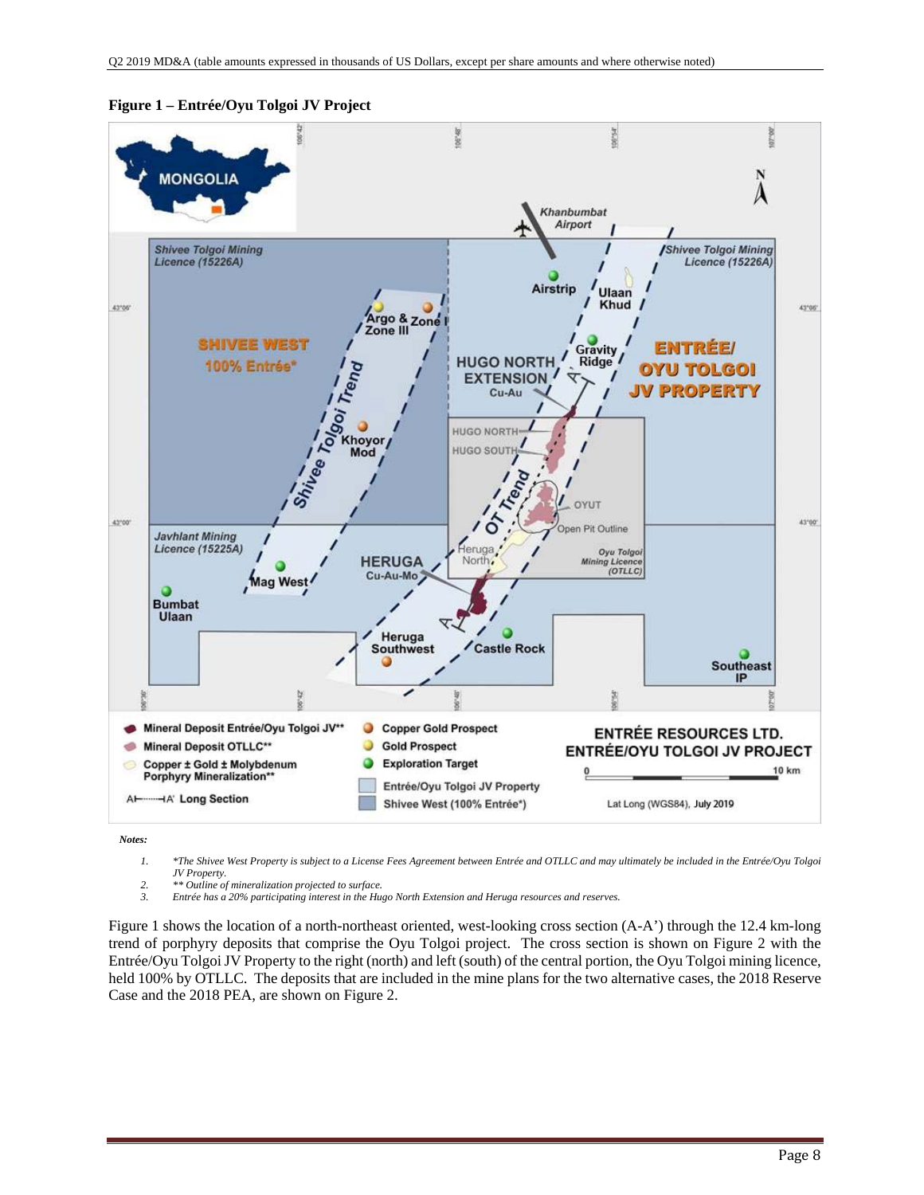**Figure 1 – Entrée/Oyu Tolgoi JV Project**

*Notes:*

1. *\*The Shivee West Property is subject to a License Fees Agreement between Entrée and OTLLC and may ultimately be included in the Entrée/Oyu Tolgoi JV Property.*
2. *\*\* Outline of mineralization projected to surface.*
3. *Entrée has a 20% participating interest in the Hugo North Extension and Heruga resources and reserves.*

Figure 1 shows the location of a north-northeast oriented, west-looking cross section (A-A') through the 12.4 km-long trend of porphyry deposits that comprise the Oyu Tolgoi project. The cross section is shown on Figure 2 with the Entrée/Oyu Tolgoi JV Property to the right (north) and left (south) of the central portion, the Oyu Tolgoi mining licence, held 100% by OTLLC. The deposits that are included in the mine plans for the two alternative cases, the 2018 Reserve Case and the 2018 PEA, are shown on Figure 2.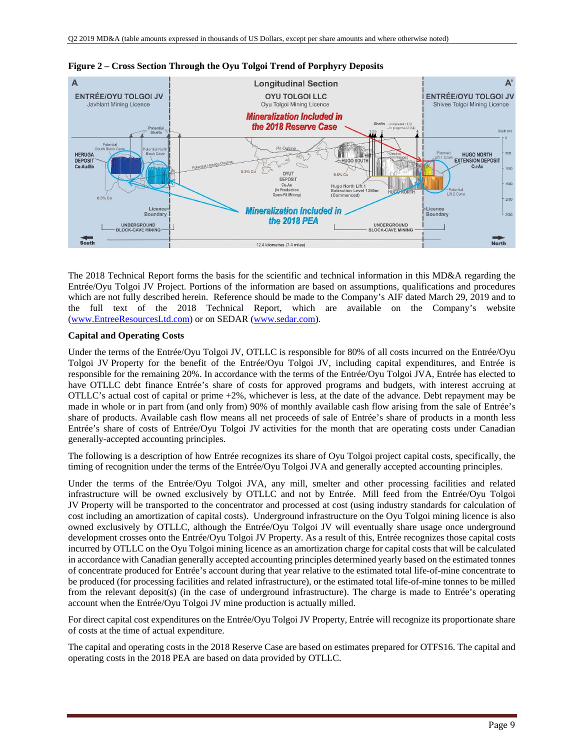**Figure 2 – Cross Section Through the Oyu Tolgoi Trend of Porphyry Deposits**

The 2018 Technical Report forms the basis for the scientific and technical information in this MD&A regarding the Entrée/Oyu Tolgoi JV Project. Portions of the information are based on assumptions, qualifications and procedures which are not fully described herein. Reference should be made to the Company's AIF dated March 29, 2019 and to the full text of the 2018 Technical Report, which are available on the Company's website (www.EntreeResourcesLtd.com) or on SEDAR (www.sedar.com).

**Capital and Operating Costs**

Under the terms of the Entrée/Oyu Tolgoi JV, OTLLC is responsible for 80% of all costs incurred on the Entrée/Oyu Tolgoi JV Property for the benefit of the Entrée/Oyu Tolgoi JV, including capital expenditures, and Entrée is responsible for the remaining 20%. In accordance with the terms of the Entrée/Oyu Tolgoi JVA, Entrée has elected to have OTLLC debt finance Entrée's share of costs for approved programs and budgets, with interest accruing at OTLLC's actual cost of capital or prime +2%, whichever is less, at the date of the advance. Debt repayment may be made in whole or in part from (and only from) 90% of monthly available cash flow arising from the sale of Entrée's share of products. Available cash flow means all net proceeds of sale of Entrée's share of products in a month less Entrée's share of costs of Entrée/Oyu Tolgoi JV activities for the month that are operating costs under Canadian generally-accepted accounting principles.

The following is a description of how Entrée recognizes its share of Oyu Tolgoi project capital costs, specifically, the timing of recognition under the terms of the Entrée/Oyu Tolgoi JVA and generally accepted accounting principles.

Under the terms of the Entrée/Oyu Tolgoi JVA, any mill, smelter and other processing facilities and related infrastructure will be owned exclusively by OTLLC and not by Entrée. Mill feed from the Entrée/Oyu Tolgoi JV Property will be transported to the concentrator and processed at cost (using industry standards for calculation of cost including an amortization of capital costs). Underground infrastructure on the Oyu Tolgoi mining licence is also owned exclusively by OTLLC, although the Entrée/Oyu Tolgoi JV will eventually share usage once underground development crosses onto the Entrée/Oyu Tolgoi JV Property. As a result of this, Entrée recognizes those capital costs incurred by OTLLC on the Oyu Tolgoi mining licence as an amortization charge for capital costs that will be calculated in accordance with Canadian generally accepted accounting principles determined yearly based on the estimated tonnes of concentrate produced for Entrée's account during that year relative to the estimated total life-of-mine concentrate to be produced (for processing facilities and related infrastructure), or the estimated total life-of-mine tonnes to be milled from the relevant deposit(s) (in the case of underground infrastructure). The charge is made to Entrée's operating account when the Entrée/Oyu Tolgoi JV mine production is actually milled.

For direct capital cost expenditures on the Entrée/Oyu Tolgoi JV Property, Entrée will recognize its proportionate share of costs at the time of actual expenditure.

The capital and operating costs in the 2018 Reserve Case are based on estimates prepared for OTFS16. The capital and operating costs in the 2018 PEA are based on data provided by OTLLC.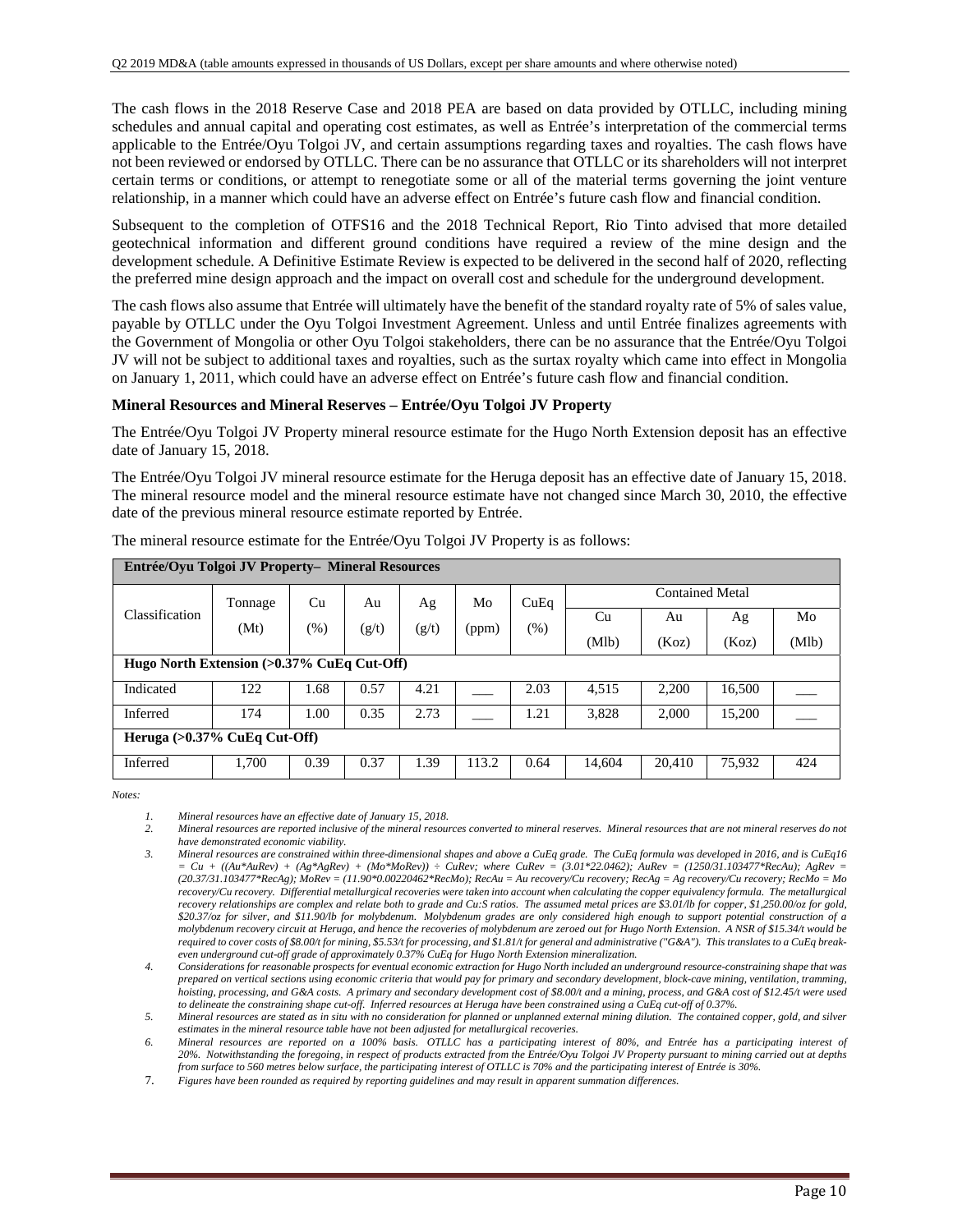The cash flows in the 2018 Reserve Case and 2018 PEA are based on data provided by OTLLC, including mining schedules and annual capital and operating cost estimates, as well as Entrée's interpretation of the commercial terms applicable to the Entrée/Oyu Tolgoi JV, and certain assumptions regarding taxes and royalties. The cash flows have not been reviewed or endorsed by OTLLC. There can be no assurance that OTLLC or its shareholders will not interpret certain terms or conditions, or attempt to renegotiate some or all of the material terms governing the joint venture relationship, in a manner which could have an adverse effect on Entrée's future cash flow and financial condition.

Subsequent to the completion of OTFS16 and the 2018 Technical Report, Rio Tinto advised that more detailed geotechnical information and different ground conditions have required a review of the mine design and the development schedule. A Definitive Estimate Review is expected to be delivered in the second half of 2020, reflecting the preferred mine design approach and the impact on overall cost and schedule for the underground development.

The cash flows also assume that Entrée will ultimately have the benefit of the standard royalty rate of 5% of sales value, payable by OTLLC under the Oyu Tolgoi Investment Agreement. Unless and until Entrée finalizes agreements with the Government of Mongolia or other Oyu Tolgoi stakeholders, there can be no assurance that the Entrée/Oyu Tolgoi JV will not be subject to additional taxes and royalties, such as the surtax royalty which came into effect in Mongolia on January 1, 2011, which could have an adverse effect on Entrée's future cash flow and financial condition.

**Mineral Resources and Mineral Reserves – Entrée/Oyu Tolgoi JV Property**

The Entrée/Oyu Tolgoi JV Property mineral resource estimate for the Hugo North Extension deposit has an effective date of January 15, 2018.

The Entrée/Oyu Tolgoi JV mineral resource estimate for the Heruga deposit has an effective date of January 15, 2018. The mineral resource model and the mineral resource estimate have not changed since March 30, 2010, the effective date of the previous mineral resource estimate reported by Entrée.

The mineral resource estimate for the Entrée/Oyu Tolgoi JV Property is as follows:

| **Entrée/Oyu Tolgoi JV Property– Mineral Resources** | | | | | | | | | | |
|---|---|---|---|---|---|---|---|---|---|---|
| Classification | Tonnage (Mt) | Cu (%) | Au (g/t) | Ag (g/t) | Mo (ppm) | CuEq (%) | Contained Metal | | | |
| | | | | | | | Cu (Mlb) | Au (Koz) | Ag (Koz) | Mo (Mlb) |
| **Hugo North Extension (>0.37% CuEq Cut-Off)** | | | | | | | | | | |
| Indicated | 122 | 1.68 | 0.57 | 4.21 | ___ | 2.03 | 4,515 | 2,200 | 16,500 | ___ |
| Inferred | 174 | 1.00 | 0.35 | 2.73 | ___ | 1.21 | 3,828 | 2,000 | 15,200 | ___ |
| **Heruga (>0.37% CuEq Cut-Off)** | | | | | | | | | | |
| Inferred | 1,700 | 0.39 | 0.37 | 1.39 | 113.2 | 0.64 | 14,604 | 20,410 | 75,932 | 424 |

*Notes:*

1. *Mineral resources have an effective date of January 15, 2018.*
2. *Mineral resources are reported inclusive of the mineral resources converted to mineral reserves. Mineral resources that are not mineral reserves do not have demonstrated economic viability.*
3. *Mineral resources are constrained within three-dimensional shapes and above a CuEq grade. The CuEq formula was developed in 2016, and is CuEq16 = Cu + ((Au\*AuRev) + (Ag\*AgRev) + (Mo\*MoRev)) ÷ CuRev; where CuRev = (3.01\*22.0462); AuRev = (1250/31.103477\*RecAu); AgRev = (20.37/31.103477\*RecAg); MoRev = (11.90\*0.00220462\*RecMo); RecAu = Au recovery/Cu recovery; RecAg = Ag recovery/Cu recovery; RecMo = Mo recovery/Cu recovery. Differential metallurgical recoveries were taken into account when calculating the copper equivalency formula. The metallurgical recovery relationships are complex and relate both to grade and Cu:S ratios. The assumed metal prices are $3.01/lb for copper, $1,250.00/oz for gold, $20.37/oz for silver, and $11.90/lb for molybdenum. Molybdenum grades are only considered high enough to support potential construction of a molybdenum recovery circuit at Heruga, and hence the recoveries of molybdenum are zeroed out for Hugo North Extension. A NSR of $15.34/t would be required to cover costs of $8.00/t for mining, $5.53/t for processing, and $1.81/t for general and administrative ("G&A"). This translates to a CuEq break-even underground cut-off grade of approximately 0.37% CuEq for Hugo North Extension mineralization.*
4. *Considerations for reasonable prospects for eventual economic extraction for Hugo North included an underground resource-constraining shape that was prepared on vertical sections using economic criteria that would pay for primary and secondary development, block-cave mining, ventilation, tramming, hoisting, processing, and G&A costs. A primary and secondary development cost of $8.00/t and a mining, process, and G&A cost of $12.45/t were used to delineate the constraining shape cut-off. Inferred resources at Heruga have been constrained using a CuEq cut-off of 0.37%.*
5. *Mineral resources are stated as in situ with no consideration for planned or unplanned external mining dilution. The contained copper, gold, and silver estimates in the mineral resource table have not been adjusted for metallurgical recoveries.*
6. *Mineral resources are reported on a 100% basis. OTLLC has a participating interest of 80%, and Entrée has a participating interest of 20%. Notwithstanding the foregoing, in respect of products extracted from the Entrée/Oyu Tolgoi JV Property pursuant to mining carried out at depths from surface to 560 metres below surface, the participating interest of OTLLC is 70% and the participating interest of Entrée is 30%.*
7. *Figures have been rounded as required by reporting guidelines and may result in apparent summation differences.*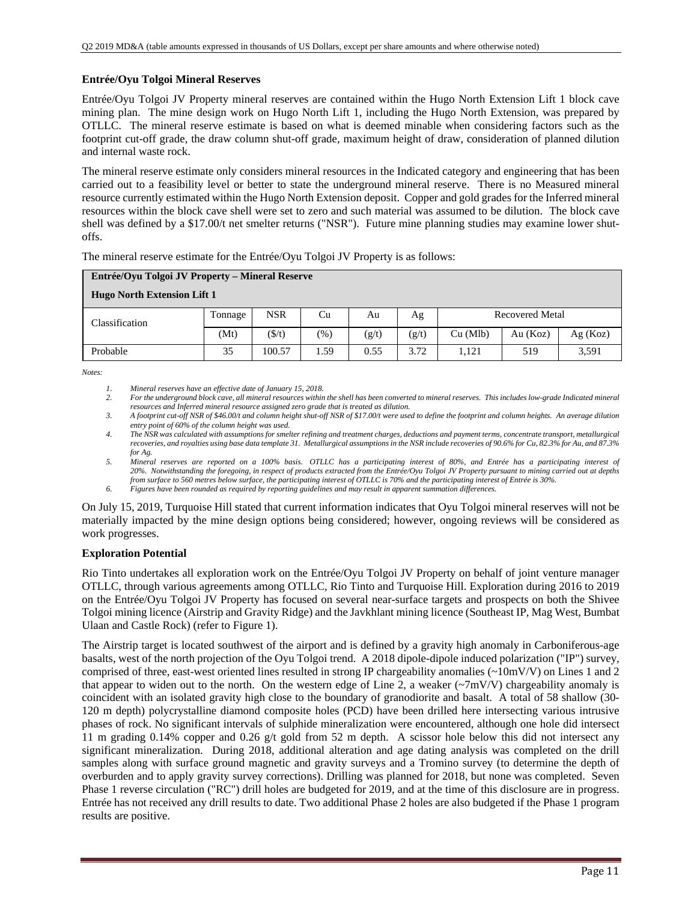**Entrée/Oyu Tolgoi Mineral Reserves**

Entrée/Oyu Tolgoi JV Property mineral reserves are contained within the Hugo North Extension Lift 1 block cave mining plan. The mine design work on Hugo North Lift 1, including the Hugo North Extension, was prepared by OTLLC. The mineral reserve estimate is based on what is deemed minable when considering factors such as the footprint cut-off grade, the draw column shut-off grade, maximum height of draw, consideration of planned dilution and internal waste rock.

The mineral reserve estimate only considers mineral resources in the Indicated category and engineering that has been carried out to a feasibility level or better to state the underground mineral reserve. There is no Measured mineral resource currently estimated within the Hugo North Extension deposit. Copper and gold grades for the Inferred mineral resources within the block cave shell were set to zero and such material was assumed to be dilution. The block cave shell was defined by a $17.00/t net smelter returns ("NSR"). Future mine planning studies may examine lower shut-offs.

The mineral reserve estimate for the Entrée/Oyu Tolgoi JV Property is as follows:

| **Entrée/Oyu Tolgoi JV Property – Mineral Reserve Hugo North Extension Lift 1** | | | | | | | | |
|---|---|---|---|---|---|---|---|---|
| Classification | Tonnage | NSR | Cu | Au | Ag | Recovered Metal | | |
| | (Mt) | ($/t) | (%) | (g/t) | (g/t) | Cu (Mlb) | Au (Koz) | Ag (Koz) |
| Probable | 35 | 100.57 | 1.59 | 0.55 | 3.72 | 1,121 | 519 | 3,591 |

*Notes:*

1. *Mineral reserves have an effective date of January 15, 2018.*
2. *For the underground block cave, all mineral resources within the shell has been converted to mineral reserves. This includes low-grade Indicated mineral resources and Inferred mineral resource assigned zero grade that is treated as dilution.*
3. *A footprint cut-off NSR of $46.00/t and column height shut-off NSR of $17.00/t were used to define the footprint and column heights. An average dilution entry point of 60% of the column height was used.*
4. *The NSR was calculated with assumptions for smelter refining and treatment charges, deductions and payment terms, concentrate transport, metallurgical recoveries, and royalties using base data template 31. Metallurgical assumptions in the NSR include recoveries of 90.6% for Cu, 82.3% for Au, and 87.3% for Ag.*
5. *Mineral reserves are reported on a 100% basis. OTLLC has a participating interest of 80%, and Entrée has a participating interest of 20%. Notwithstanding the foregoing, in respect of products extracted from the Entrée/Oyu Tolgoi JV Property pursuant to mining carried out at depths from surface to 560 metres below surface, the participating interest of OTLLC is 70% and the participating interest of Entrée is 30%.*
6. *Figures have been rounded as required by reporting guidelines and may result in apparent summation differences.*

On July 15, 2019, Turquoise Hill stated that current information indicates that Oyu Tolgoi mineral reserves will not be materially impacted by the mine design options being considered; however, ongoing reviews will be considered as work progresses.

**Exploration Potential**

Rio Tinto undertakes all exploration work on the Entrée/Oyu Tolgoi JV Property on behalf of joint venture manager OTLLC, through various agreements among OTLLC, Rio Tinto and Turquoise Hill. Exploration during 2016 to 2019 on the Entrée/Oyu Tolgoi JV Property has focused on several near-surface targets and prospects on both the Shivee Tolgoi mining licence (Airstrip and Gravity Ridge) and the Javkhlant mining licence (Southeast IP, Mag West, Bumbat Ulaan and Castle Rock) (refer to Figure 1).

The Airstrip target is located southwest of the airport and is defined by a gravity high anomaly in Carboniferous-age basalts, west of the north projection of the Oyu Tolgoi trend. A 2018 dipole-dipole induced polarization ("IP") survey, comprised of three, east-west oriented lines resulted in strong IP chargeability anomalies (~10mV/V) on Lines 1 and 2 that appear to widen out to the north. On the western edge of Line 2, a weaker (~7mV/V) chargeability anomaly is coincident with an isolated gravity high close to the boundary of granodiorite and basalt. A total of 58 shallow (30-120 m depth) polycrystalline diamond composite holes (PCD) have been drilled here intersecting various intrusive phases of rock. No significant intervals of sulphide mineralization were encountered, although one hole did intersect 11 m grading 0.14% copper and 0.26 g/t gold from 52 m depth. A scissor hole below this did not intersect any significant mineralization. During 2018, additional alteration and age dating analysis was completed on the drill samples along with surface ground magnetic and gravity surveys and a Tromino survey (to determine the depth of overburden and to apply gravity survey corrections). Drilling was planned for 2018, but none was completed. Seven Phase 1 reverse circulation ("RC") drill holes are budgeted for 2019, and at the time of this disclosure are in progress. Entrée has not received any drill results to date. Two additional Phase 2 holes are also budgeted if the Phase 1 program results are positive.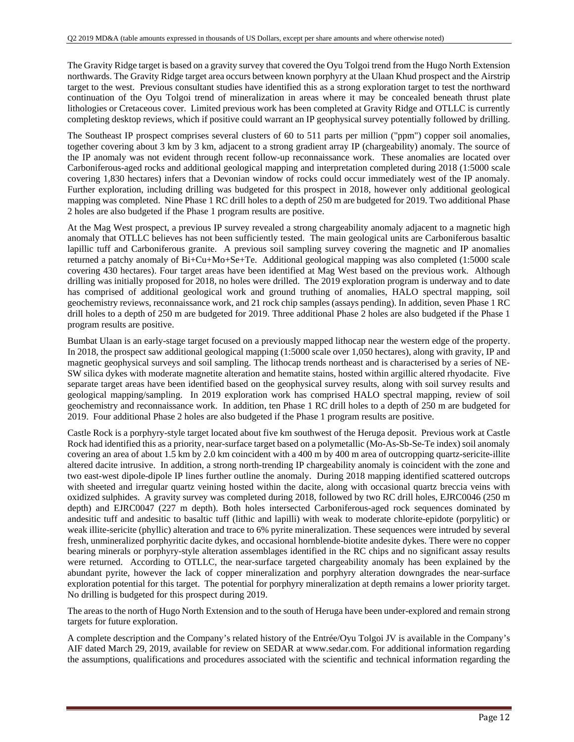The Gravity Ridge target is based on a gravity survey that covered the Oyu Tolgoi trend from the Hugo North Extension northwards. The Gravity Ridge target area occurs between known porphyry at the Ulaan Khud prospect and the Airstrip target to the west. Previous consultant studies have identified this as a strong exploration target to test the northward continuation of the Oyu Tolgoi trend of mineralization in areas where it may be concealed beneath thrust plate lithologies or Cretaceous cover. Limited previous work has been completed at Gravity Ridge and OTLLC is currently completing desktop reviews, which if positive could warrant an IP geophysical survey potentially followed by drilling.

The Southeast IP prospect comprises several clusters of 60 to 511 parts per million ("ppm") copper soil anomalies, together covering about 3 km by 3 km, adjacent to a strong gradient array IP (chargeability) anomaly. The source of the IP anomaly was not evident through recent follow-up reconnaissance work. These anomalies are located over Carboniferous-aged rocks and additional geological mapping and interpretation completed during 2018 (1:5000 scale covering 1,830 hectares) infers that a Devonian window of rocks could occur immediately west of the IP anomaly. Further exploration, including drilling was budgeted for this prospect in 2018, however only additional geological mapping was completed. Nine Phase 1 RC drill holes to a depth of 250 m are budgeted for 2019. Two additional Phase 2 holes are also budgeted if the Phase 1 program results are positive.

At the Mag West prospect, a previous IP survey revealed a strong chargeability anomaly adjacent to a magnetic high anomaly that OTLLC believes has not been sufficiently tested. The main geological units are Carboniferous basaltic lapillic tuff and Carboniferous granite. A previous soil sampling survey covering the magnetic and IP anomalies returned a patchy anomaly of Bi+Cu+Mo+Se+Te. Additional geological mapping was also completed (1:5000 scale covering 430 hectares). Four target areas have been identified at Mag West based on the previous work. Although drilling was initially proposed for 2018, no holes were drilled. The 2019 exploration program is underway and to date has comprised of additional geological work and ground truthing of anomalies, HALO spectral mapping, soil geochemistry reviews, reconnaissance work, and 21 rock chip samples (assays pending). In addition, seven Phase 1 RC drill holes to a depth of 250 m are budgeted for 2019. Three additional Phase 2 holes are also budgeted if the Phase 1 program results are positive.

Bumbat Ulaan is an early-stage target focused on a previously mapped lithocap near the western edge of the property. In 2018, the prospect saw additional geological mapping (1:5000 scale over 1,050 hectares), along with gravity, IP and magnetic geophysical surveys and soil sampling. The lithocap trends northeast and is characterised by a series of NE-SW silica dykes with moderate magnetite alteration and hematite stains, hosted within argillic altered rhyodacite. Five separate target areas have been identified based on the geophysical survey results, along with soil survey results and geological mapping/sampling. In 2019 exploration work has comprised HALO spectral mapping, review of soil geochemistry and reconnaissance work. In addition, ten Phase 1 RC drill holes to a depth of 250 m are budgeted for 2019. Four additional Phase 2 holes are also budgeted if the Phase 1 program results are positive.

Castle Rock is a porphyry-style target located about five km southwest of the Heruga deposit. Previous work at Castle Rock had identified this as a priority, near-surface target based on a polymetallic (Mo-As-Sb-Se-Te index) soil anomaly covering an area of about 1.5 km by 2.0 km coincident with a 400 m by 400 m area of outcropping quartz-sericite-illite altered dacite intrusive. In addition, a strong north-trending IP chargeability anomaly is coincident with the zone and two east-west dipole-dipole IP lines further outline the anomaly. During 2018 mapping identified scattered outcrops with sheeted and irregular quartz veining hosted within the dacite, along with occasional quartz breccia veins with oxidized sulphides. A gravity survey was completed during 2018, followed by two RC drill holes, EJRC0046 (250 m depth) and EJRC0047 (227 m depth). Both holes intersected Carboniferous-aged rock sequences dominated by andesitic tuff and andesitic to basaltic tuff (lithic and lapilli) with weak to moderate chlorite-epidote (porpylitic) or weak illite-sericite (phyllic) alteration and trace to 6% pyrite mineralization. These sequences were intruded by several fresh, unmineralized porphyritic dacite dykes, and occasional hornblende-biotite andesite dykes. There were no copper bearing minerals or porphyry-style alteration assemblages identified in the RC chips and no significant assay results were returned. According to OTLLC, the near-surface targeted chargeability anomaly has been explained by the abundant pyrite, however the lack of copper mineralization and porphyry alteration downgrades the near-surface exploration potential for this target. The potential for porphyry mineralization at depth remains a lower priority target. No drilling is budgeted for this prospect during 2019.

The areas to the north of Hugo North Extension and to the south of Heruga have been under-explored and remain strong targets for future exploration.

A complete description and the Company's related history of the Entrée/Oyu Tolgoi JV is available in the Company's AIF dated March 29, 2019, available for review on SEDAR at www.sedar.com. For additional information regarding the assumptions, qualifications and procedures associated with the scientific and technical information regarding the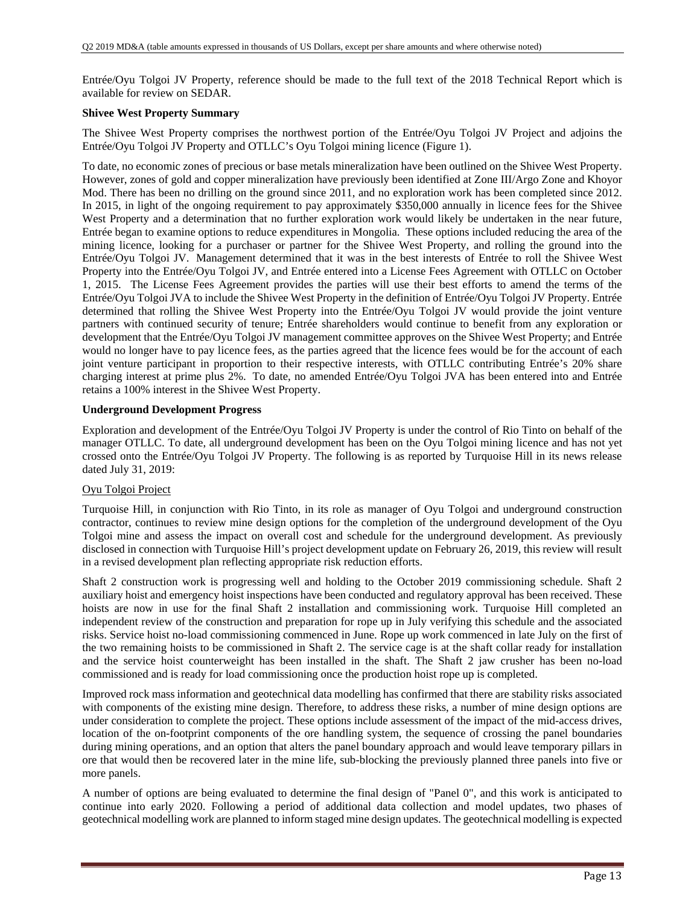Entrée/Oyu Tolgoi JV Property, reference should be made to the full text of the 2018 Technical Report which is available for review on SEDAR.

**Shivee West Property Summary**

The Shivee West Property comprises the northwest portion of the Entrée/Oyu Tolgoi JV Project and adjoins the Entrée/Oyu Tolgoi JV Property and OTLLC's Oyu Tolgoi mining licence (Figure 1).

To date, no economic zones of precious or base metals mineralization have been outlined on the Shivee West Property. However, zones of gold and copper mineralization have previously been identified at Zone III/Argo Zone and Khoyor Mod. There has been no drilling on the ground since 2011, and no exploration work has been completed since 2012. In 2015, in light of the ongoing requirement to pay approximately $350,000 annually in licence fees for the Shivee West Property and a determination that no further exploration work would likely be undertaken in the near future, Entrée began to examine options to reduce expenditures in Mongolia. These options included reducing the area of the mining licence, looking for a purchaser or partner for the Shivee West Property, and rolling the ground into the Entrée/Oyu Tolgoi JV. Management determined that it was in the best interests of Entrée to roll the Shivee West Property into the Entrée/Oyu Tolgoi JV, and Entrée entered into a License Fees Agreement with OTLLC on October 1, 2015. The License Fees Agreement provides the parties will use their best efforts to amend the terms of the Entrée/Oyu Tolgoi JVA to include the Shivee West Property in the definition of Entrée/Oyu Tolgoi JV Property. Entrée determined that rolling the Shivee West Property into the Entrée/Oyu Tolgoi JV would provide the joint venture partners with continued security of tenure; Entrée shareholders would continue to benefit from any exploration or development that the Entrée/Oyu Tolgoi JV management committee approves on the Shivee West Property; and Entrée would no longer have to pay licence fees, as the parties agreed that the licence fees would be for the account of each joint venture participant in proportion to their respective interests, with OTLLC contributing Entrée's 20% share charging interest at prime plus 2%. To date, no amended Entrée/Oyu Tolgoi JVA has been entered into and Entrée retains a 100% interest in the Shivee West Property.

**Underground Development Progress**

Exploration and development of the Entrée/Oyu Tolgoi JV Property is under the control of Rio Tinto on behalf of the manager OTLLC. To date, all underground development has been on the Oyu Tolgoi mining licence and has not yet crossed onto the Entrée/Oyu Tolgoi JV Property. The following is as reported by Turquoise Hill in its news release dated July 31, 2019:

Oyu Tolgoi Project

Turquoise Hill, in conjunction with Rio Tinto, in its role as manager of Oyu Tolgoi and underground construction contractor, continues to review mine design options for the completion of the underground development of the Oyu Tolgoi mine and assess the impact on overall cost and schedule for the underground development. As previously disclosed in connection with Turquoise Hill's project development update on February 26, 2019, this review will result in a revised development plan reflecting appropriate risk reduction efforts.

Shaft 2 construction work is progressing well and holding to the October 2019 commissioning schedule. Shaft 2 auxiliary hoist and emergency hoist inspections have been conducted and regulatory approval has been received. These hoists are now in use for the final Shaft 2 installation and commissioning work. Turquoise Hill completed an independent review of the construction and preparation for rope up in July verifying this schedule and the associated risks. Service hoist no-load commissioning commenced in June. Rope up work commenced in late July on the first of the two remaining hoists to be commissioned in Shaft 2. The service cage is at the shaft collar ready for installation and the service hoist counterweight has been installed in the shaft. The Shaft 2 jaw crusher has been no-load commissioned and is ready for load commissioning once the production hoist rope up is completed.

Improved rock mass information and geotechnical data modelling has confirmed that there are stability risks associated with components of the existing mine design. Therefore, to address these risks, a number of mine design options are under consideration to complete the project. These options include assessment of the impact of the mid-access drives, location of the on-footprint components of the ore handling system, the sequence of crossing the panel boundaries during mining operations, and an option that alters the panel boundary approach and would leave temporary pillars in ore that would then be recovered later in the mine life, sub-blocking the previously planned three panels into five or more panels.

A number of options are being evaluated to determine the final design of "Panel 0", and this work is anticipated to continue into early 2020. Following a period of additional data collection and model updates, two phases of geotechnical modelling work are planned to inform staged mine design updates. The geotechnical modelling is expected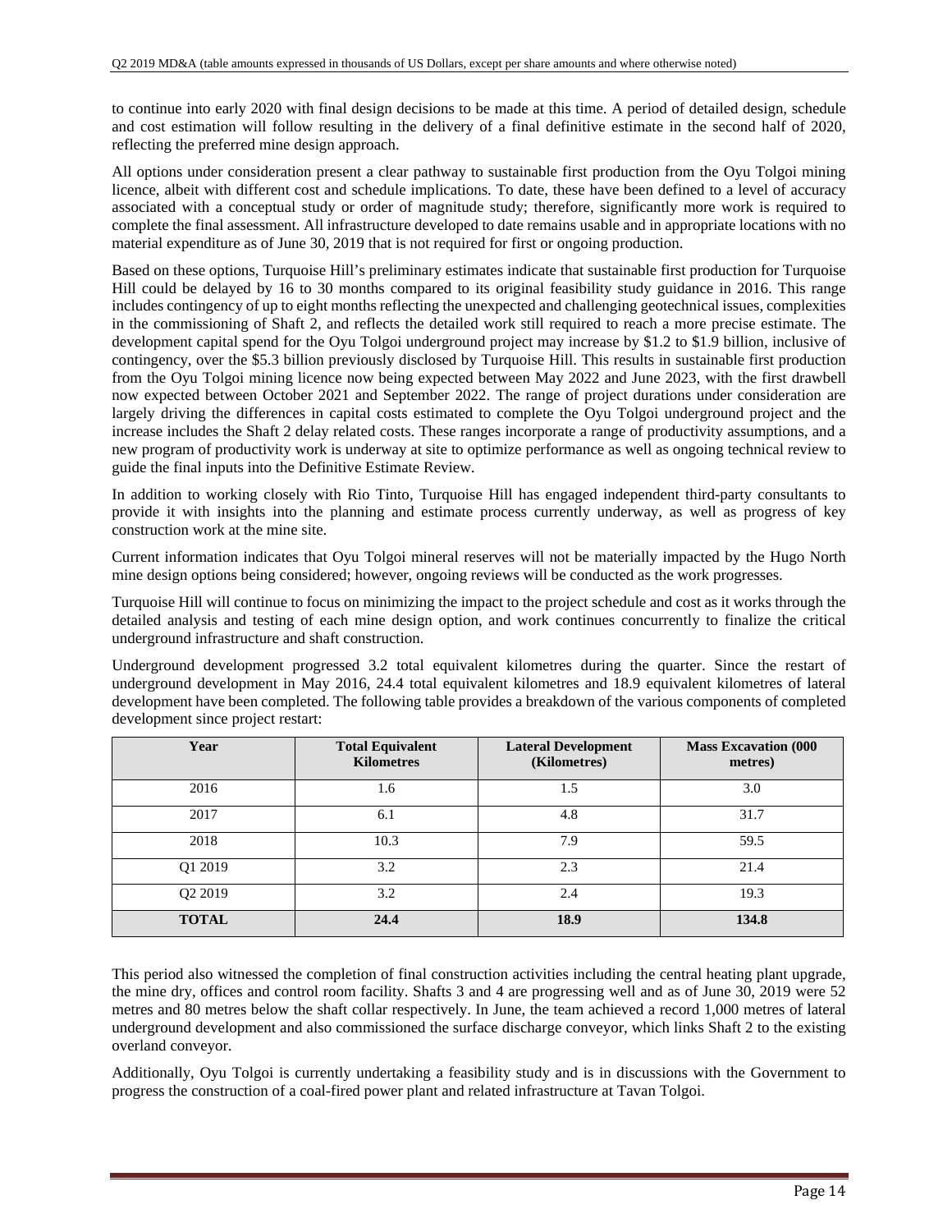to continue into early 2020 with final design decisions to be made at this time. A period of detailed design, schedule and cost estimation will follow resulting in the delivery of a final definitive estimate in the second half of 2020, reflecting the preferred mine design approach.

All options under consideration present a clear pathway to sustainable first production from the Oyu Tolgoi mining licence, albeit with different cost and schedule implications. To date, these have been defined to a level of accuracy associated with a conceptual study or order of magnitude study; therefore, significantly more work is required to complete the final assessment. All infrastructure developed to date remains usable and in appropriate locations with no material expenditure as of June 30, 2019 that is not required for first or ongoing production.

Based on these options, Turquoise Hill's preliminary estimates indicate that sustainable first production for Turquoise Hill could be delayed by 16 to 30 months compared to its original feasibility study guidance in 2016. This range includes contingency of up to eight months reflecting the unexpected and challenging geotechnical issues, complexities in the commissioning of Shaft 2, and reflects the detailed work still required to reach a more precise estimate. The development capital spend for the Oyu Tolgoi underground project may increase by $1.2 to $1.9 billion, inclusive of contingency, over the $5.3 billion previously disclosed by Turquoise Hill. This results in sustainable first production from the Oyu Tolgoi mining licence now being expected between May 2022 and June 2023, with the first drawbell now expected between October 2021 and September 2022. The range of project durations under consideration are largely driving the differences in capital costs estimated to complete the Oyu Tolgoi underground project and the increase includes the Shaft 2 delay related costs. These ranges incorporate a range of productivity assumptions, and a new program of productivity work is underway at site to optimize performance as well as ongoing technical review to guide the final inputs into the Definitive Estimate Review.

In addition to working closely with Rio Tinto, Turquoise Hill has engaged independent third-party consultants to provide it with insights into the planning and estimate process currently underway, as well as progress of key construction work at the mine site.

Current information indicates that Oyu Tolgoi mineral reserves will not be materially impacted by the Hugo North mine design options being considered; however, ongoing reviews will be conducted as the work progresses.

Turquoise Hill will continue to focus on minimizing the impact to the project schedule and cost as it works through the detailed analysis and testing of each mine design option, and work continues concurrently to finalize the critical underground infrastructure and shaft construction.

Underground development progressed 3.2 total equivalent kilometres during the quarter. Since the restart of underground development in May 2016, 24.4 total equivalent kilometres and 18.9 equivalent kilometres of lateral development have been completed. The following table provides a breakdown of the various components of completed development since project restart:

| Year | Total Equivalent Kilometres | Lateral Development (Kilometres) | Mass Excavation (000 metres) |
|---|---|---|---|
| 2016 | 1.6 | 1.5 | 3.0 |
| 2017 | 6.1 | 4.8 | 31.7 |
| 2018 | 10.3 | 7.9 | 59.5 |
| Q1 2019 | 3.2 | 2.3 | 21.4 |
| Q2 2019 | 3.2 | 2.4 | 19.3 |
| **TOTAL** | **24.4** | **18.9** | **134.8** |

This period also witnessed the completion of final construction activities including the central heating plant upgrade, the mine dry, offices and control room facility. Shafts 3 and 4 are progressing well and as of June 30, 2019 were 52 metres and 80 metres below the shaft collar respectively. In June, the team achieved a record 1,000 metres of lateral underground development and also commissioned the surface discharge conveyor, which links Shaft 2 to the existing overland conveyor.

Additionally, Oyu Tolgoi is currently undertaking a feasibility study and is in discussions with the Government to progress the construction of a coal-fired power plant and related infrastructure at Tavan Tolgoi.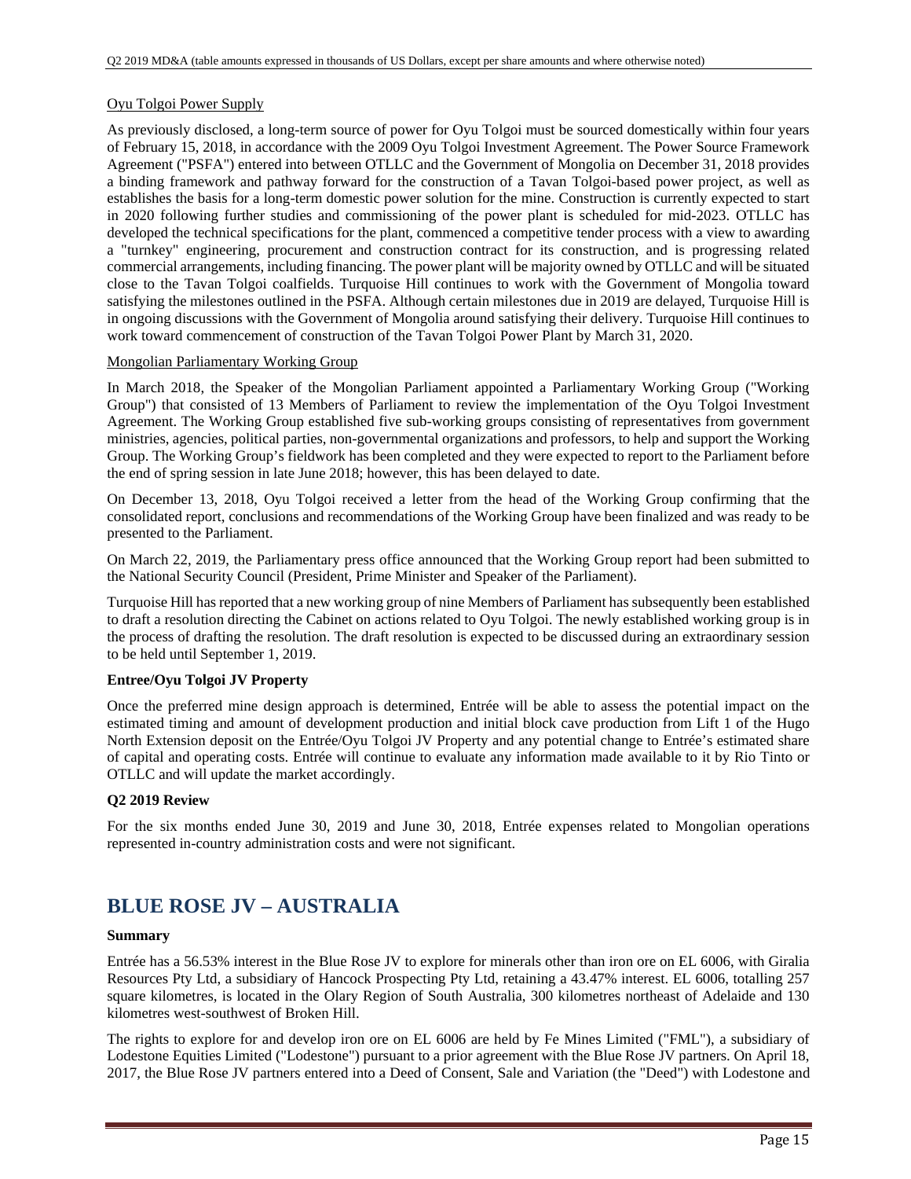<u>Oyu Tolgoi Power Supply</u>

As previously disclosed, a long-term source of power for Oyu Tolgoi must be sourced domestically within four years of February 15, 2018, in accordance with the 2009 Oyu Tolgoi Investment Agreement. The Power Source Framework Agreement ("PSFA") entered into between OTLLC and the Government of Mongolia on December 31, 2018 provides a binding framework and pathway forward for the construction of a Tavan Tolgoi-based power project, as well as establishes the basis for a long-term domestic power solution for the mine. Construction is currently expected to start in 2020 following further studies and commissioning of the power plant is scheduled for mid-2023. OTLLC has developed the technical specifications for the plant, commenced a competitive tender process with a view to awarding a "turnkey" engineering, procurement and construction contract for its construction, and is progressing related commercial arrangements, including financing. The power plant will be majority owned by OTLLC and will be situated close to the Tavan Tolgoi coalfields. Turquoise Hill continues to work with the Government of Mongolia toward satisfying the milestones outlined in the PSFA. Although certain milestones due in 2019 are delayed, Turquoise Hill is in ongoing discussions with the Government of Mongolia around satisfying their delivery. Turquoise Hill continues to work toward commencement of construction of the Tavan Tolgoi Power Plant by March 31, 2020.

<u>Mongolian Parliamentary Working Group</u>

In March 2018, the Speaker of the Mongolian Parliament appointed a Parliamentary Working Group ("Working Group") that consisted of 13 Members of Parliament to review the implementation of the Oyu Tolgoi Investment Agreement. The Working Group established five sub-working groups consisting of representatives from government ministries, agencies, political parties, non-governmental organizations and professors, to help and support the Working Group. The Working Group's fieldwork has been completed and they were expected to report to the Parliament before the end of spring session in late June 2018; however, this has been delayed to date.

On December 13, 2018, Oyu Tolgoi received a letter from the head of the Working Group confirming that the consolidated report, conclusions and recommendations of the Working Group have been finalized and was ready to be presented to the Parliament.

On March 22, 2019, the Parliamentary press office announced that the Working Group report had been submitted to the National Security Council (President, Prime Minister and Speaker of the Parliament).

Turquoise Hill has reported that a new working group of nine Members of Parliament has subsequently been established to draft a resolution directing the Cabinet on actions related to Oyu Tolgoi. The newly established working group is in the process of drafting the resolution. The draft resolution is expected to be discussed during an extraordinary session to be held until September 1, 2019.

**Entree/Oyu Tolgoi JV Property**

Once the preferred mine design approach is determined, Entrée will be able to assess the potential impact on the estimated timing and amount of development production and initial block cave production from Lift 1 of the Hugo North Extension deposit on the Entrée/Oyu Tolgoi JV Property and any potential change to Entrée's estimated share of capital and operating costs. Entrée will continue to evaluate any information made available to it by Rio Tinto or OTLLC and will update the market accordingly.

**Q2 2019 Review**

For the six months ended June 30, 2019 and June 30, 2018, Entrée expenses related to Mongolian operations represented in-country administration costs and were not significant.

# BLUE ROSE JV – AUSTRALIA

**Summary**

Entrée has a 56.53% interest in the Blue Rose JV to explore for minerals other than iron ore on EL 6006, with Giralia Resources Pty Ltd, a subsidiary of Hancock Prospecting Pty Ltd, retaining a 43.47% interest. EL 6006, totalling 257 square kilometres, is located in the Olary Region of South Australia, 300 kilometres northeast of Adelaide and 130 kilometres west-southwest of Broken Hill.

The rights to explore for and develop iron ore on EL 6006 are held by Fe Mines Limited ("FML"), a subsidiary of Lodestone Equities Limited ("Lodestone") pursuant to a prior agreement with the Blue Rose JV partners. On April 18, 2017, the Blue Rose JV partners entered into a Deed of Consent, Sale and Variation (the "Deed") with Lodestone and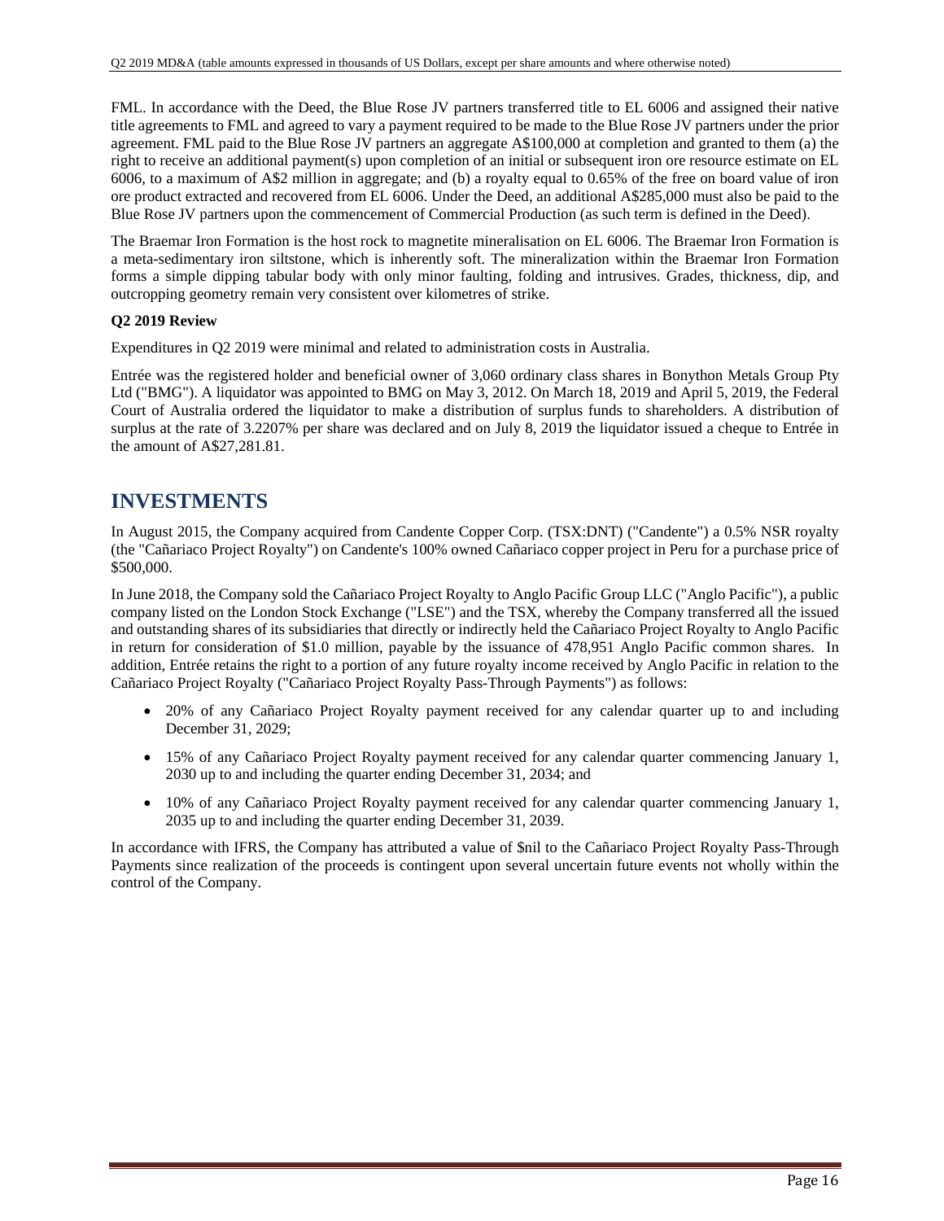FML. In accordance with the Deed, the Blue Rose JV partners transferred title to EL 6006 and assigned their native title agreements to FML and agreed to vary a payment required to be made to the Blue Rose JV partners under the prior agreement. FML paid to the Blue Rose JV partners an aggregate A$100,000 at completion and granted to them (a) the right to receive an additional payment(s) upon completion of an initial or subsequent iron ore resource estimate on EL 6006, to a maximum of A$2 million in aggregate; and (b) a royalty equal to 0.65% of the free on board value of iron ore product extracted and recovered from EL 6006. Under the Deed, an additional A$285,000 must also be paid to the Blue Rose JV partners upon the commencement of Commercial Production (as such term is defined in the Deed).

The Braemar Iron Formation is the host rock to magnetite mineralisation on EL 6006. The Braemar Iron Formation is a meta-sedimentary iron siltstone, which is inherently soft. The mineralization within the Braemar Iron Formation forms a simple dipping tabular body with only minor faulting, folding and intrusives. Grades, thickness, dip, and outcropping geometry remain very consistent over kilometres of strike.

**Q2 2019 Review**

Expenditures in Q2 2019 were minimal and related to administration costs in Australia.

Entrée was the registered holder and beneficial owner of 3,060 ordinary class shares in Bonython Metals Group Pty Ltd ("BMG"). A liquidator was appointed to BMG on May 3, 2012. On March 18, 2019 and April 5, 2019, the Federal Court of Australia ordered the liquidator to make a distribution of surplus funds to shareholders. A distribution of surplus at the rate of 3.2207% per share was declared and on July 8, 2019 the liquidator issued a cheque to Entrée in the amount of A$27,281.81.

# INVESTMENTS

In August 2015, the Company acquired from Candente Copper Corp. (TSX:DNT) ("Candente") a 0.5% NSR royalty (the "Cañariaco Project Royalty") on Candente's 100% owned Cañariaco copper project in Peru for a purchase price of $500,000.

In June 2018, the Company sold the Cañariaco Project Royalty to Anglo Pacific Group LLC ("Anglo Pacific"), a public company listed on the London Stock Exchange ("LSE") and the TSX, whereby the Company transferred all the issued and outstanding shares of its subsidiaries that directly or indirectly held the Cañariaco Project Royalty to Anglo Pacific in return for consideration of $1.0 million, payable by the issuance of 478,951 Anglo Pacific common shares. In addition, Entrée retains the right to a portion of any future royalty income received by Anglo Pacific in relation to the Cañariaco Project Royalty ("Cañariaco Project Royalty Pass-Through Payments") as follows:

- 20% of any Cañariaco Project Royalty payment received for any calendar quarter up to and including December 31, 2029;
- 15% of any Cañariaco Project Royalty payment received for any calendar quarter commencing January 1, 2030 up to and including the quarter ending December 31, 2034; and
- 10% of any Cañariaco Project Royalty payment received for any calendar quarter commencing January 1, 2035 up to and including the quarter ending December 31, 2039.

In accordance with IFRS, the Company has attributed a value of $nil to the Cañariaco Project Royalty Pass-Through Payments since realization of the proceeds is contingent upon several uncertain future events not wholly within the control of the Company.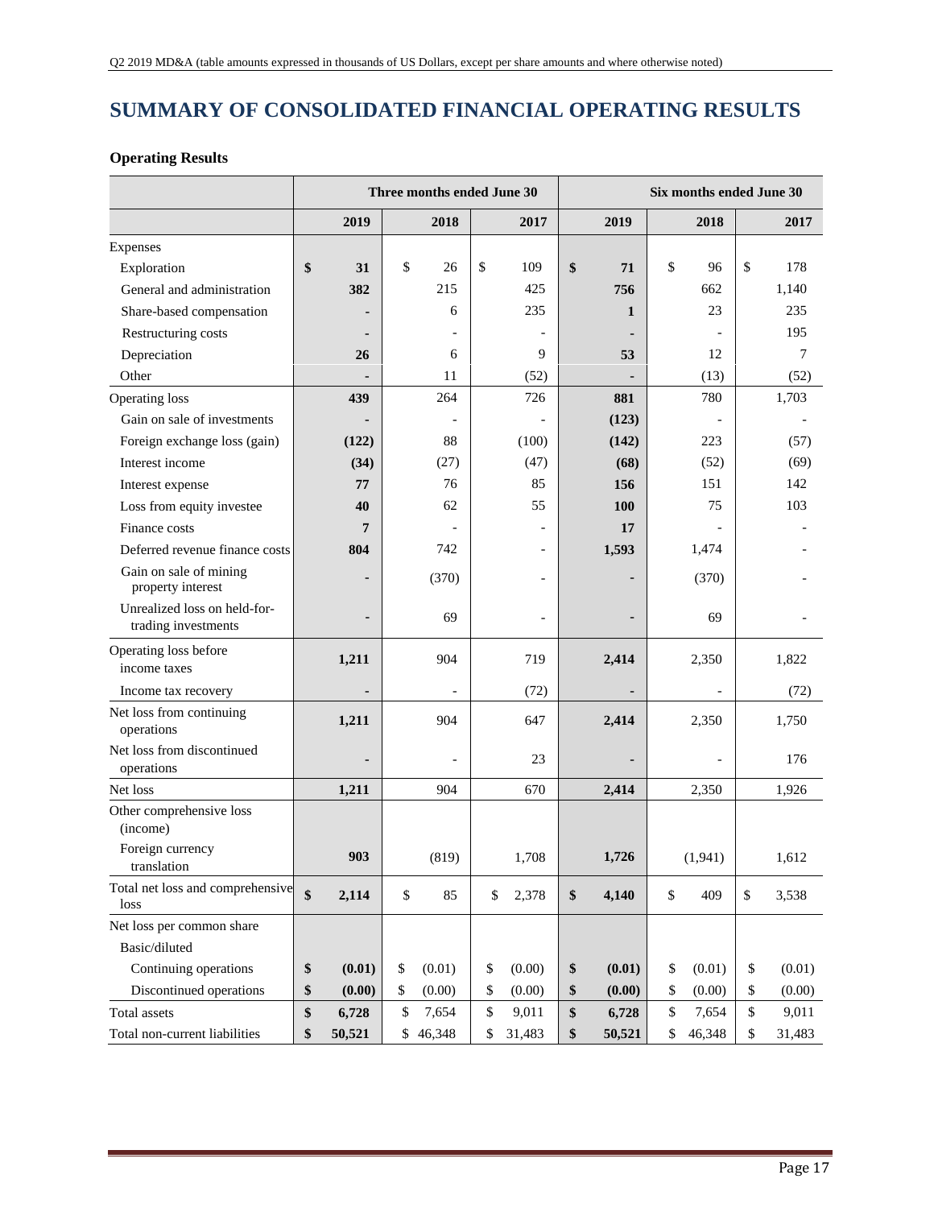# SUMMARY OF CONSOLIDATED FINANCIAL OPERATING RESULTS

**Operating Results**

| | Three months ended June 30 | | | Six months ended June 30 | | |
|---|---|---|---|---|---|---|
| | **2019** | **2018** | **2017** | **2019** | **2018** | **2017** |
| Expenses | | | | | | |
| Exploration | **$ 31** | $ 26 | $ 109 | **$ 71** | $ 96 | $ 178 |
| General and administration | **382** | 215 | 425 | **756** | 662 | 1,140 |
| Share-based compensation | **-** | 6 | 235 | **1** | 23 | 235 |
| Restructuring costs | **-** | - | - | **-** | - | 195 |
| Depreciation | **26** | 6 | 9 | **53** | 12 | 7 |
| Other | **-** | 11 | (52) | **-** | (13) | (52) |
| Operating loss | **439** | 264 | 726 | **881** | 780 | 1,703 |
| Gain on sale of investments | **-** | - | - | **(123)** | - | - |
| Foreign exchange loss (gain) | **(122)** | 88 | (100) | **(142)** | 223 | (57) |
| Interest income | **(34)** | (27) | (47) | **(68)** | (52) | (69) |
| Interest expense | **77** | 76 | 85 | **156** | 151 | 142 |
| Loss from equity investee | **40** | 62 | 55 | **100** | 75 | 103 |
| Finance costs | **7** | - | - | **17** | - | - |
| Deferred revenue finance costs | **804** | 742 | - | **1,593** | 1,474 | - |
| Gain on sale of mining property interest | **-** | (370) | - | **-** | (370) | - |
| Unrealized loss on held-for-trading investments | **-** | 69 | - | **-** | 69 | - |
| Operating loss before income taxes | **1,211** | 904 | 719 | **2,414** | 2,350 | 1,822 |
| Income tax recovery | **-** | - | (72) | **-** | - | (72) |
| Net loss from continuing operations | **1,211** | 904 | 647 | **2,414** | 2,350 | 1,750 |
| Net loss from discontinued operations | **-** | - | 23 | **-** | - | 176 |
| Net loss | **1,211** | 904 | 670 | **2,414** | 2,350 | 1,926 |
| Other comprehensive loss (income) | | | | | | |
| Foreign currency translation | **903** | (819) | 1,708 | **1,726** | (1,941) | 1,612 |
| Total net loss and comprehensive loss | **$ 2,114** | $ 85 | $ 2,378 | **$ 4,140** | $ 409 | $ 3,538 |
| Net loss per common share | | | | | | |
| Basic/diluted | | | | | | |
| Continuing operations | **$ (0.01)** | $ (0.01) | $ (0.00) | **$ (0.01)** | $ (0.01) | $ (0.01) |
| Discontinued operations | **$ (0.00)** | $ (0.00) | $ (0.00) | **$ (0.00)** | $ (0.00) | $ (0.00) |
| Total assets | **$ 6,728** | $ 7,654 | $ 9,011 | **$ 6,728** | $ 7,654 | $ 9,011 |
| Total non-current liabilities | **$ 50,521** | $ 46,348 | $ 31,483 | **$ 50,521** | $ 46,348 | $ 31,483 |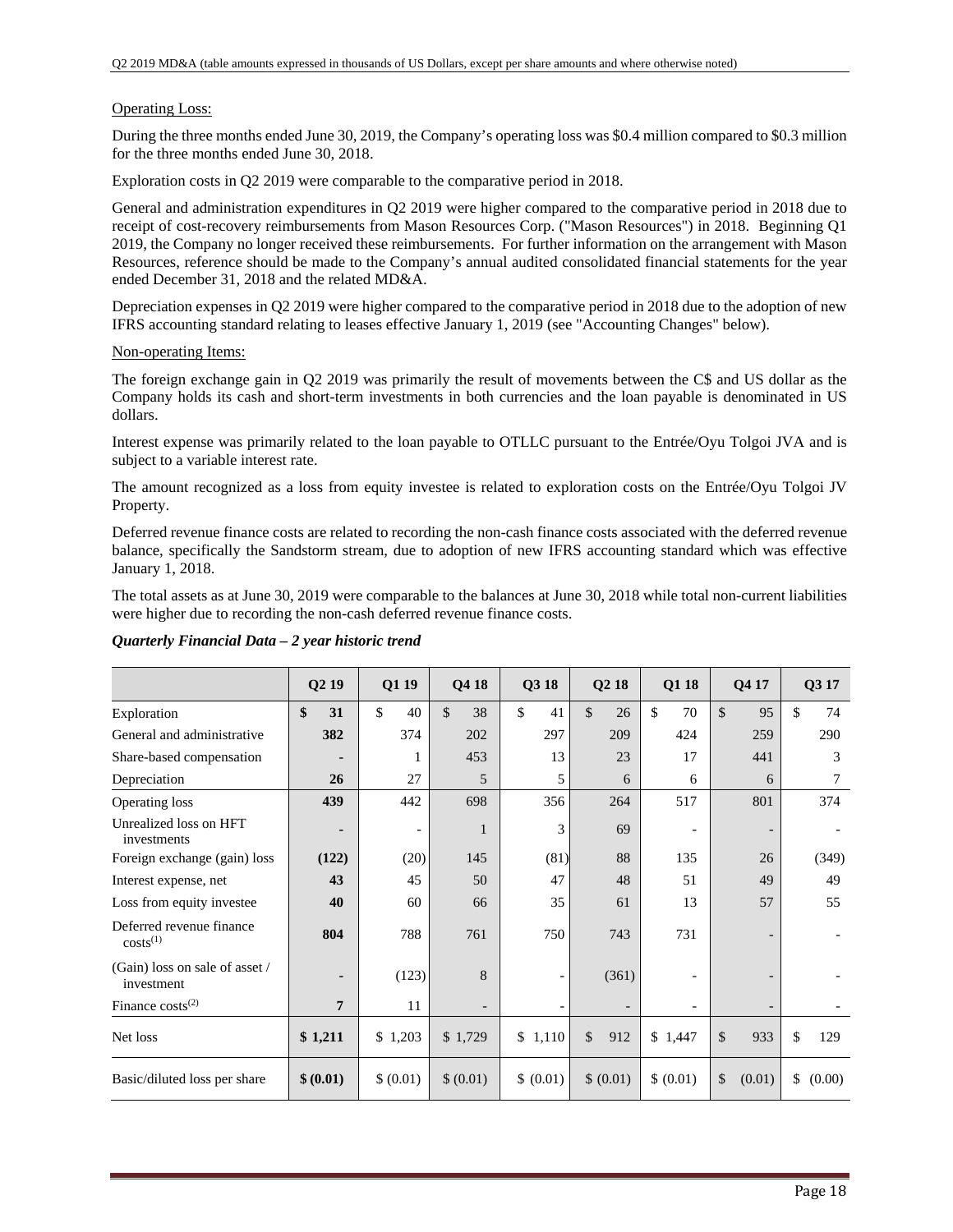Operating Loss:

During the three months ended June 30, 2019, the Company's operating loss was $0.4 million compared to $0.3 million for the three months ended June 30, 2018.

Exploration costs in Q2 2019 were comparable to the comparative period in 2018.

General and administration expenditures in Q2 2019 were higher compared to the comparative period in 2018 due to receipt of cost-recovery reimbursements from Mason Resources Corp. ("Mason Resources") in 2018. Beginning Q1 2019, the Company no longer received these reimbursements. For further information on the arrangement with Mason Resources, reference should be made to the Company's annual audited consolidated financial statements for the year ended December 31, 2018 and the related MD&A.

Depreciation expenses in Q2 2019 were higher compared to the comparative period in 2018 due to the adoption of new IFRS accounting standard relating to leases effective January 1, 2019 (see "Accounting Changes" below).

Non-operating Items:

The foreign exchange gain in Q2 2019 was primarily the result of movements between the C$ and US dollar as the Company holds its cash and short-term investments in both currencies and the loan payable is denominated in US dollars.

Interest expense was primarily related to the loan payable to OTLLC pursuant to the Entrée/Oyu Tolgoi JVA and is subject to a variable interest rate.

The amount recognized as a loss from equity investee is related to exploration costs on the Entrée/Oyu Tolgoi JV Property.

Deferred revenue finance costs are related to recording the non-cash finance costs associated with the deferred revenue balance, specifically the Sandstorm stream, due to adoption of new IFRS accounting standard which was effective January 1, 2018.

The total assets as at June 30, 2019 were comparable to the balances at June 30, 2018 while total non-current liabilities were higher due to recording the non-cash deferred revenue finance costs.

***Quarterly Financial Data – 2 year historic trend***

| | Q2 19 | Q1 19 | Q4 18 | Q3 18 | Q2 18 | Q1 18 | Q4 17 | Q3 17 |
|---|---|---|---|---|---|---|---|---|
| Exploration | **$ 31** | $ 40 | $ 38 | $ 41 | $ 26 | $ 70 | $ 95 | $ 74 |
| General and administrative | **382** | 374 | 202 | 297 | 209 | 424 | 259 | 290 |
| Share-based compensation | **-** | 1 | 453 | 13 | 23 | 17 | 441 | 3 |
| Depreciation | **26** | 27 | 5 | 5 | 6 | 6 | 6 | 7 |
| Operating loss | **439** | 442 | 698 | 356 | 264 | 517 | 801 | 374 |
| Unrealized loss on HFT investments | **-** | - | 1 | 3 | 69 | - | - | - |
| Foreign exchange (gain) loss | **(122)** | (20) | 145 | (81) | 88 | 135 | 26 | (349) |
| Interest expense, net | **43** | 45 | 50 | 47 | 48 | 51 | 49 | 49 |
| Loss from equity investee | **40** | 60 | 66 | 35 | 61 | 13 | 57 | 55 |
| Deferred revenue finance costs[(1)] | **804** | 788 | 761 | 750 | 743 | 731 | - | - |
| (Gain) loss on sale of asset / investment | **-** | (123) | 8 | - | (361) | - | - | - |
| Finance costs[(2)] | **7** | 11 | - | - | - | - | - | - |
| Net loss | **$ 1,211** | $ 1,203 | $ 1,729 | $ 1,110 | $ 912 | $ 1,447 | $ 933 | $ 129 |
| Basic/diluted loss per share | **$ (0.01)** | $ (0.01) | $ (0.01) | $ (0.01) | $ (0.01) | $ (0.01) | $ (0.01) | $ (0.00) |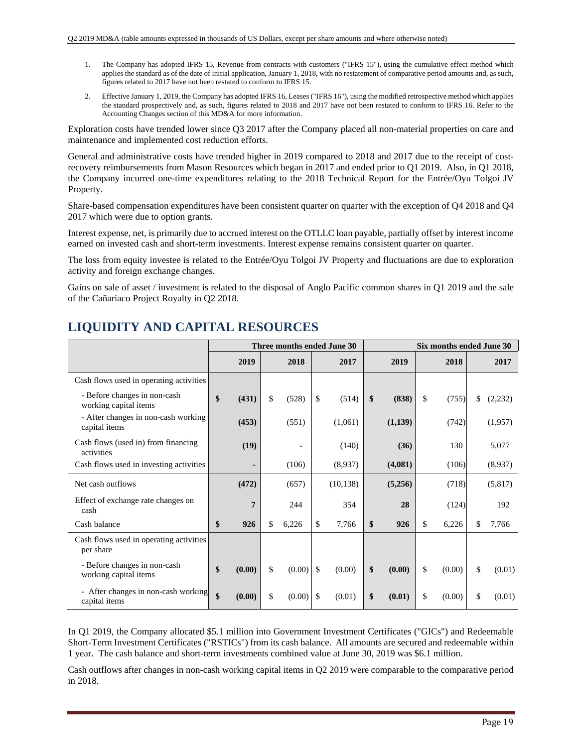1. The Company has adopted IFRS 15, Revenue from contracts with customers ("IFRS 15"), using the cumulative effect method which applies the standard as of the date of initial application, January 1, 2018, with no restatement of comparative period amounts and, as such, figures related to 2017 have not been restated to conform to IFRS 15.
2. Effective January 1, 2019, the Company has adopted IFRS 16, Leases ("IFRS 16"), using the modified retrospective method which applies the standard prospectively and, as such, figures related to 2018 and 2017 have not been restated to conform to IFRS 16. Refer to the Accounting Changes section of this MD&A for more information.

Exploration costs have trended lower since Q3 2017 after the Company placed all non-material properties on care and maintenance and implemented cost reduction efforts.

General and administrative costs have trended higher in 2019 compared to 2018 and 2017 due to the receipt of cost-recovery reimbursements from Mason Resources which began in 2017 and ended prior to Q1 2019. Also, in Q1 2018, the Company incurred one-time expenditures relating to the 2018 Technical Report for the Entrée/Oyu Tolgoi JV Property.

Share-based compensation expenditures have been consistent quarter on quarter with the exception of Q4 2018 and Q4 2017 which were due to option grants.

Interest expense, net, is primarily due to accrued interest on the OTLLC loan payable, partially offset by interest income earned on invested cash and short-term investments. Interest expense remains consistent quarter on quarter.

The loss from equity investee is related to the Entrée/Oyu Tolgoi JV Property and fluctuations are due to exploration activity and foreign exchange changes.

Gains on sale of asset / investment is related to the disposal of Anglo Pacific common shares in Q1 2019 and the sale of the Cañariaco Project Royalty in Q2 2018.

# LIQUIDITY AND CAPITAL RESOURCES

| | Three months ended June 30 | | | Six months ended June 30 | | |
|---|---|---|---|---|---|---|
| | **2019** | 2018 | 2017 | **2019** | 2018 | 2017 |
| Cash flows used in operating activities | | | | | | |
| - Before changes in non-cash working capital items | **$ (431)** | $ (528) | $ (514) | **$ (838)** | $ (755) | $ (2,232) |
| - After changes in non-cash working capital items | **(453)** | (551) | (1,061) | **(1,139)** | (742) | (1,957) |
| Cash flows (used in) from financing activities | **(19)** | - | (140) | **(36)** | 130 | 5,077 |
| Cash flows used in investing activities | **-** | (106) | (8,937) | **(4,081)** | (106) | (8,937) |
| Net cash outflows | **(472)** | (657) | (10,138) | **(5,256)** | (718) | (5,817) |
| Effect of exchange rate changes on cash | **7** | 244 | 354 | **28** | (124) | 192 |
| Cash balance | **$ 926** | $ 6,226 | $ 7,766 | **$ 926** | $ 6,226 | $ 7,766 |
| Cash flows used in operating activities per share | | | | | | |
| - Before changes in non-cash working capital items | **$ (0.00)** | $ (0.00) | $ (0.00) | **$ (0.00)** | $ (0.00) | $ (0.01) |
| - After changes in non-cash working capital items | **$ (0.00)** | $ (0.00) | $ (0.01) | **$ (0.01)** | $ (0.00) | $ (0.01) |

In Q1 2019, the Company allocated $5.1 million into Government Investment Certificates ("GICs") and Redeemable Short-Term Investment Certificates ("RSTICs") from its cash balance. All amounts are secured and redeemable within 1 year. The cash balance and short-term investments combined value at June 30, 2019 was $6.1 million.

Cash outflows after changes in non-cash working capital items in Q2 2019 were comparable to the comparative period in 2018.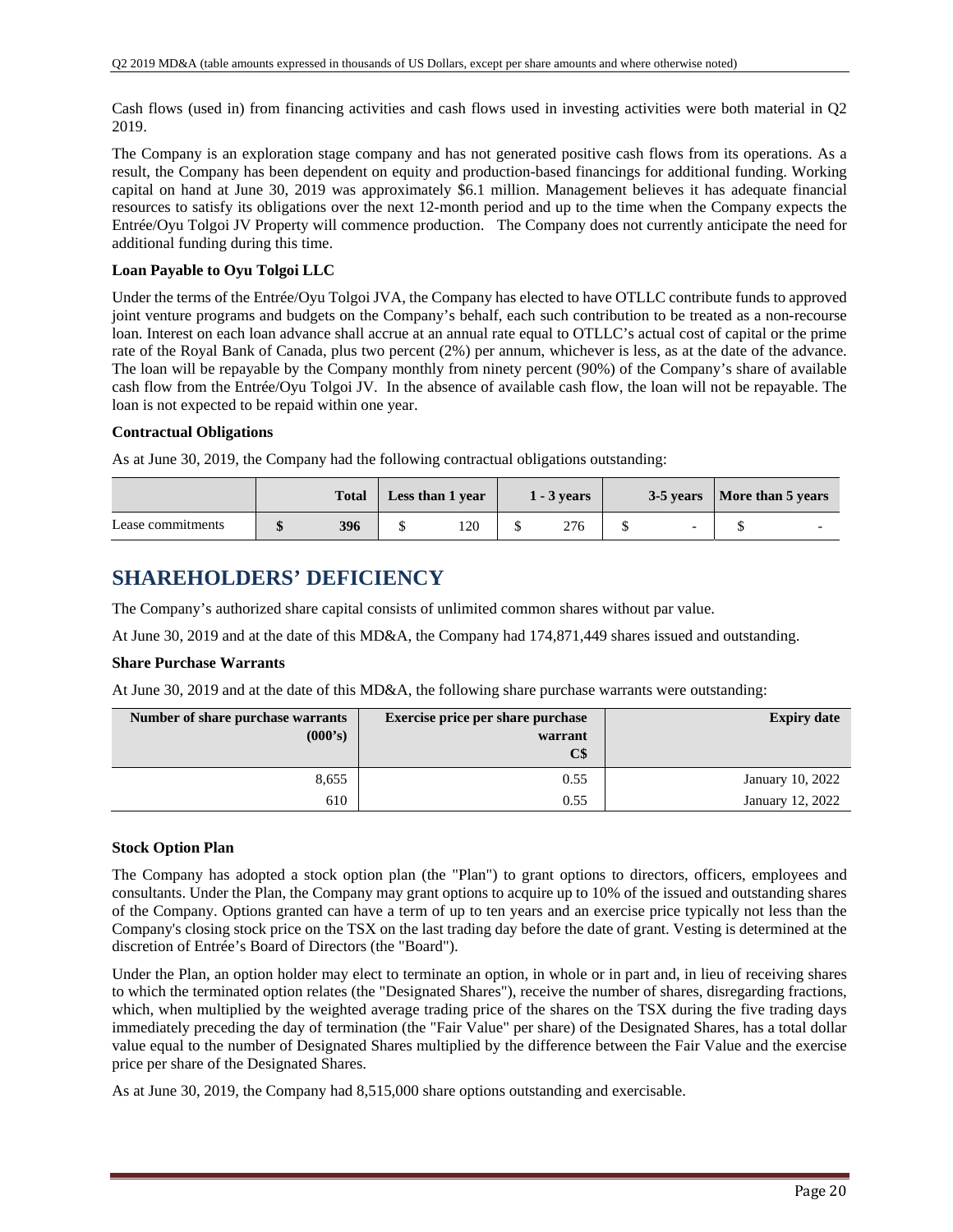Cash flows (used in) from financing activities and cash flows used in investing activities were both material in Q2 2019.

The Company is an exploration stage company and has not generated positive cash flows from its operations. As a result, the Company has been dependent on equity and production-based financings for additional funding. Working capital on hand at June 30, 2019 was approximately $6.1 million. Management believes it has adequate financial resources to satisfy its obligations over the next 12-month period and up to the time when the Company expects the Entrée/Oyu Tolgoi JV Property will commence production. The Company does not currently anticipate the need for additional funding during this time.

**Loan Payable to Oyu Tolgoi LLC**

Under the terms of the Entrée/Oyu Tolgoi JVA, the Company has elected to have OTLLC contribute funds to approved joint venture programs and budgets on the Company's behalf, each such contribution to be treated as a non-recourse loan. Interest on each loan advance shall accrue at an annual rate equal to OTLLC's actual cost of capital or the prime rate of the Royal Bank of Canada, plus two percent (2%) per annum, whichever is less, as at the date of the advance. The loan will be repayable by the Company monthly from ninety percent (90%) of the Company's share of available cash flow from the Entrée/Oyu Tolgoi JV. In the absence of available cash flow, the loan will not be repayable. The loan is not expected to be repaid within one year.

**Contractual Obligations**

As at June 30, 2019, the Company had the following contractual obligations outstanding:

| | Total | Less than 1 year | 1 - 3 years | 3-5 years | More than 5 years |
|---|---|---|---|---|---|
| Lease commitments | **$ 396** | $ 120 | $ 276 | $ - | $ - |

# SHAREHOLDERS' DEFICIENCY

The Company's authorized share capital consists of unlimited common shares without par value.

At June 30, 2019 and at the date of this MD&A, the Company had 174,871,449 shares issued and outstanding.

**Share Purchase Warrants**

At June 30, 2019 and at the date of this MD&A, the following share purchase warrants were outstanding:

| Number of share purchase warrants (000's) | Exercise price per share purchase warrant C$ | Expiry date |
|---|---|---|
| 8,655 | 0.55 | January 10, 2022 |
| 610 | 0.55 | January 12, 2022 |

**Stock Option Plan**

The Company has adopted a stock option plan (the "Plan") to grant options to directors, officers, employees and consultants. Under the Plan, the Company may grant options to acquire up to 10% of the issued and outstanding shares of the Company. Options granted can have a term of up to ten years and an exercise price typically not less than the Company's closing stock price on the TSX on the last trading day before the date of grant. Vesting is determined at the discretion of Entrée's Board of Directors (the "Board").

Under the Plan, an option holder may elect to terminate an option, in whole or in part and, in lieu of receiving shares to which the terminated option relates (the "Designated Shares"), receive the number of shares, disregarding fractions, which, when multiplied by the weighted average trading price of the shares on the TSX during the five trading days immediately preceding the day of termination (the "Fair Value" per share) of the Designated Shares, has a total dollar value equal to the number of Designated Shares multiplied by the difference between the Fair Value and the exercise price per share of the Designated Shares.

As at June 30, 2019, the Company had 8,515,000 share options outstanding and exercisable.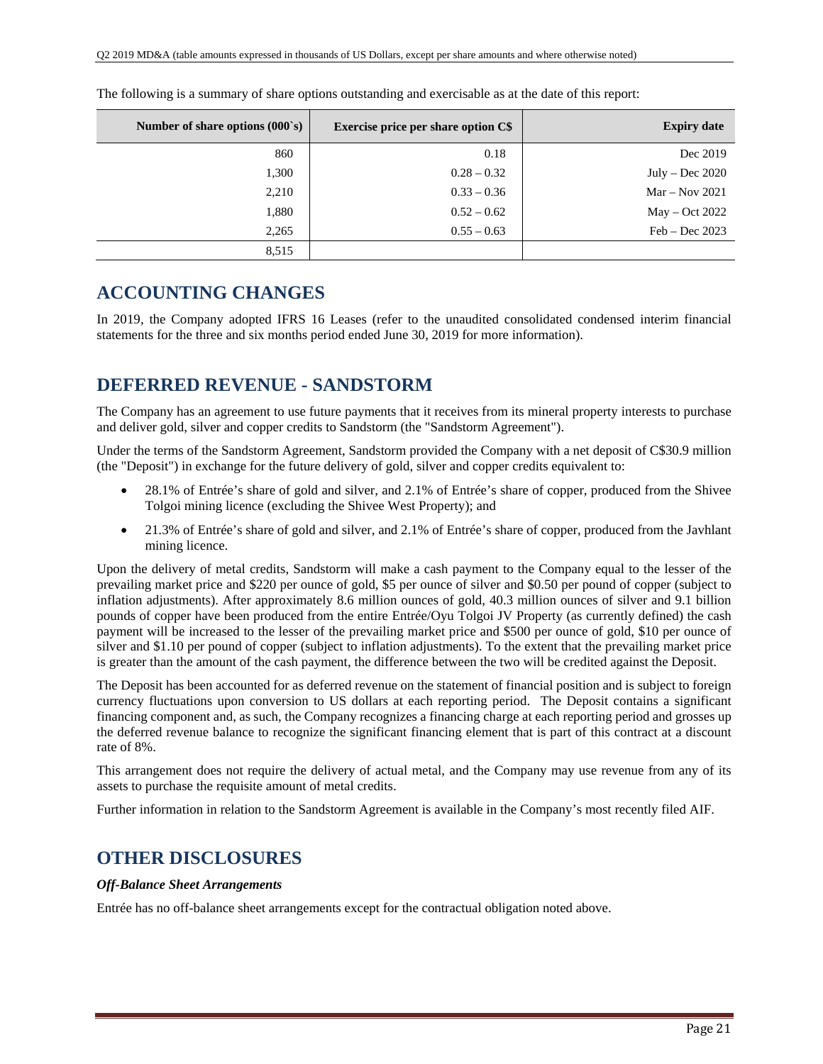The following is a summary of share options outstanding and exercisable as at the date of this report:

| Number of share options (000`s) | Exercise price per share option C$ | Expiry date |
|---:|---:|---:|
| 860 | 0.18 | Dec 2019 |
| 1,300 | 0.28 – 0.32 | July – Dec 2020 |
| 2,210 | 0.33 – 0.36 | Mar – Nov 2021 |
| 1,880 | 0.52 – 0.62 | May – Oct 2022 |
| 2,265 | 0.55 – 0.63 | Feb – Dec 2023 |
| 8,515 | | |

## ACCOUNTING CHANGES

In 2019, the Company adopted IFRS 16 Leases (refer to the unaudited consolidated condensed interim financial statements for the three and six months period ended June 30, 2019 for more information).

## DEFERRED REVENUE - SANDSTORM

The Company has an agreement to use future payments that it receives from its mineral property interests to purchase and deliver gold, silver and copper credits to Sandstorm (the "Sandstorm Agreement").

Under the terms of the Sandstorm Agreement, Sandstorm provided the Company with a net deposit of C$30.9 million (the "Deposit") in exchange for the future delivery of gold, silver and copper credits equivalent to:

- 28.1% of Entrée's share of gold and silver, and 2.1% of Entrée's share of copper, produced from the Shivee Tolgoi mining licence (excluding the Shivee West Property); and
- 21.3% of Entrée's share of gold and silver, and 2.1% of Entrée's share of copper, produced from the Javhlant mining licence.

Upon the delivery of metal credits, Sandstorm will make a cash payment to the Company equal to the lesser of the prevailing market price and $220 per ounce of gold, $5 per ounce of silver and $0.50 per pound of copper (subject to inflation adjustments). After approximately 8.6 million ounces of gold, 40.3 million ounces of silver and 9.1 billion pounds of copper have been produced from the entire Entrée/Oyu Tolgoi JV Property (as currently defined) the cash payment will be increased to the lesser of the prevailing market price and $500 per ounce of gold, $10 per ounce of silver and $1.10 per pound of copper (subject to inflation adjustments). To the extent that the prevailing market price is greater than the amount of the cash payment, the difference between the two will be credited against the Deposit.

The Deposit has been accounted for as deferred revenue on the statement of financial position and is subject to foreign currency fluctuations upon conversion to US dollars at each reporting period. The Deposit contains a significant financing component and, as such, the Company recognizes a financing charge at each reporting period and grosses up the deferred revenue balance to recognize the significant financing element that is part of this contract at a discount rate of 8%.

This arrangement does not require the delivery of actual metal, and the Company may use revenue from any of its assets to purchase the requisite amount of metal credits.

Further information in relation to the Sandstorm Agreement is available in the Company's most recently filed AIF.

## OTHER DISCLOSURES

***Off-Balance Sheet Arrangements***

Entrée has no off-balance sheet arrangements except for the contractual obligation noted above.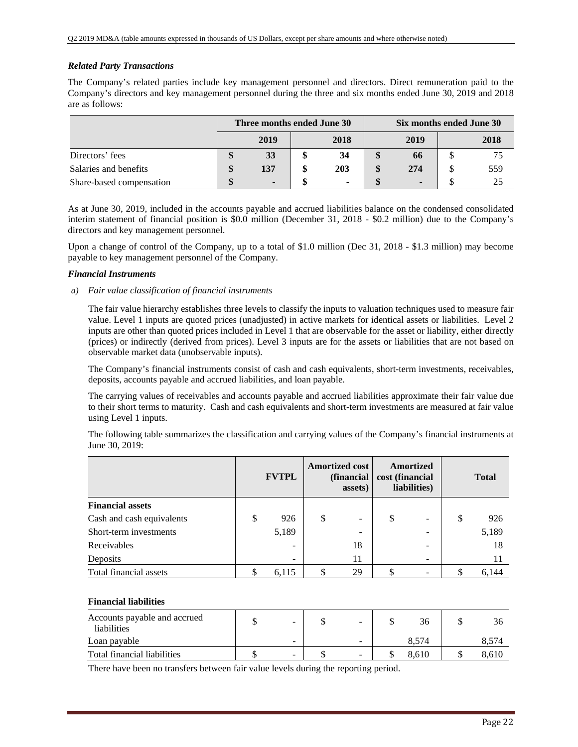### *Related Party Transactions*

The Company's related parties include key management personnel and directors. Direct remuneration paid to the Company's directors and key management personnel during the three and six months ended June 30, 2019 and 2018 are as follows:

| | Three months ended June 30 | | Six months ended June 30 | |
|---|---|---|---|---|
| | **2019** | **2018** | **2019** | **2018** |
| Directors' fees | **$ 33** | **$ 34** | **$ 66** | $ 75 |
| Salaries and benefits | **$ 137** | **$ 203** | **$ 274** | $ 559 |
| Share-based compensation | **$ -** | **$ -** | **$ -** | $ 25 |

As at June 30, 2019, included in the accounts payable and accrued liabilities balance on the condensed consolidated interim statement of financial position is $0.0 million (December 31, 2018 - $0.2 million) due to the Company's directors and key management personnel.

Upon a change of control of the Company, up to a total of $1.0 million (Dec 31, 2018 - $1.3 million) may become payable to key management personnel of the Company.

### *Financial Instruments*

*a) Fair value classification of financial instruments*

The fair value hierarchy establishes three levels to classify the inputs to valuation techniques used to measure fair value. Level 1 inputs are quoted prices (unadjusted) in active markets for identical assets or liabilities. Level 2 inputs are other than quoted prices included in Level 1 that are observable for the asset or liability, either directly (prices) or indirectly (derived from prices). Level 3 inputs are for the assets or liabilities that are not based on observable market data (unobservable inputs).

The Company's financial instruments consist of cash and cash equivalents, short-term investments, receivables, deposits, accounts payable and accrued liabilities, and loan payable.

The carrying values of receivables and accounts payable and accrued liabilities approximate their fair value due to their short terms to maturity. Cash and cash equivalents and short-term investments are measured at fair value using Level 1 inputs.

The following table summarizes the classification and carrying values of the Company's financial instruments at June 30, 2019:

| | **FVTPL** | **Amortized cost (financial assets)** | **Amortized cost (financial liabilities)** | **Total** |
|---|---|---|---|---|
| **Financial assets** | | | | |
| Cash and cash equivalents | $ 926 | $ - | $ - | $ 926 |
| Short-term investments | 5,189 | - | - | 5,189 |
| Receivables | - | 18 | - | 18 |
| Deposits | - | 11 | - | 11 |
| Total financial assets | $ 6,115 | $ 29 | $ - | $ 6,144 |
| | | | | |
| **Financial liabilities** | | | | |
| Accounts payable and accrued liabilities | $ - | $ - | $ 36 | $ 36 |
| Loan payable | - | - | 8,574 | 8,574 |
| Total financial liabilities | $ - | $ - | $ 8,610 | $ 8,610 |

There have been no transfers between fair value levels during the reporting period.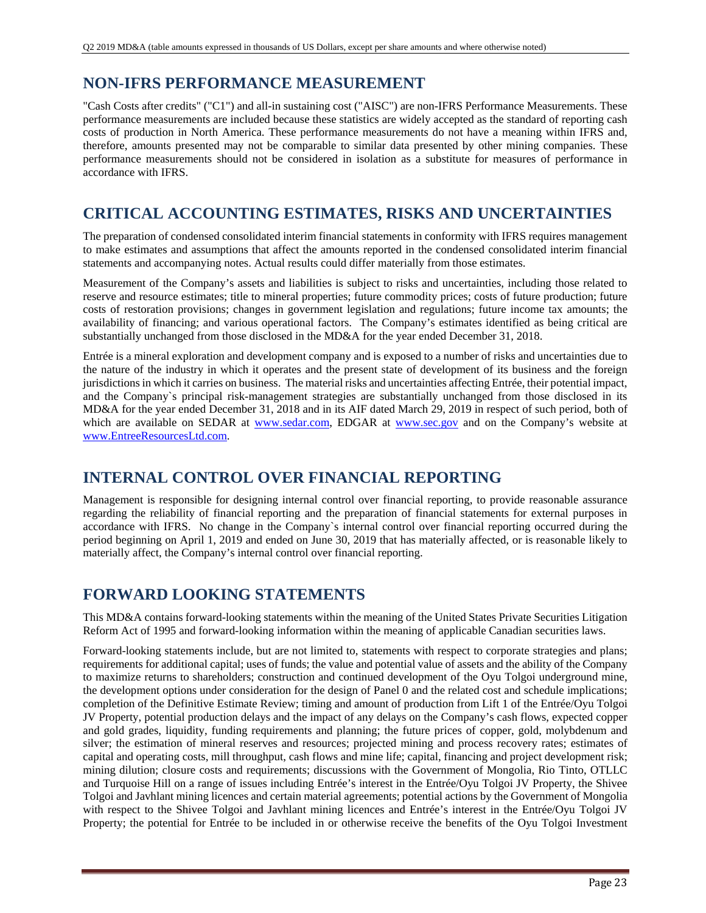## NON-IFRS PERFORMANCE MEASUREMENT

"Cash Costs after credits" ("C1") and all-in sustaining cost ("AISC") are non-IFRS Performance Measurements. These performance measurements are included because these statistics are widely accepted as the standard of reporting cash costs of production in North America. These performance measurements do not have a meaning within IFRS and, therefore, amounts presented may not be comparable to similar data presented by other mining companies. These performance measurements should not be considered in isolation as a substitute for measures of performance in accordance with IFRS.

## CRITICAL ACCOUNTING ESTIMATES, RISKS AND UNCERTAINTIES

The preparation of condensed consolidated interim financial statements in conformity with IFRS requires management to make estimates and assumptions that affect the amounts reported in the condensed consolidated interim financial statements and accompanying notes. Actual results could differ materially from those estimates.

Measurement of the Company's assets and liabilities is subject to risks and uncertainties, including those related to reserve and resource estimates; title to mineral properties; future commodity prices; costs of future production; future costs of restoration provisions; changes in government legislation and regulations; future income tax amounts; the availability of financing; and various operational factors. The Company's estimates identified as being critical are substantially unchanged from those disclosed in the MD&A for the year ended December 31, 2018.

Entrée is a mineral exploration and development company and is exposed to a number of risks and uncertainties due to the nature of the industry in which it operates and the present state of development of its business and the foreign jurisdictions in which it carries on business. The material risks and uncertainties affecting Entrée, their potential impact, and the Company`s principal risk-management strategies are substantially unchanged from those disclosed in its MD&A for the year ended December 31, 2018 and in its AIF dated March 29, 2019 in respect of such period, both of which are available on SEDAR at www.sedar.com, EDGAR at www.sec.gov and on the Company's website at www.EntreeResourcesLtd.com.

## INTERNAL CONTROL OVER FINANCIAL REPORTING

Management is responsible for designing internal control over financial reporting, to provide reasonable assurance regarding the reliability of financial reporting and the preparation of financial statements for external purposes in accordance with IFRS. No change in the Company`s internal control over financial reporting occurred during the period beginning on April 1, 2019 and ended on June 30, 2019 that has materially affected, or is reasonable likely to materially affect, the Company's internal control over financial reporting.

## FORWARD LOOKING STATEMENTS

This MD&A contains forward-looking statements within the meaning of the United States Private Securities Litigation Reform Act of 1995 and forward-looking information within the meaning of applicable Canadian securities laws.

Forward-looking statements include, but are not limited to, statements with respect to corporate strategies and plans; requirements for additional capital; uses of funds; the value and potential value of assets and the ability of the Company to maximize returns to shareholders; construction and continued development of the Oyu Tolgoi underground mine, the development options under consideration for the design of Panel 0 and the related cost and schedule implications; completion of the Definitive Estimate Review; timing and amount of production from Lift 1 of the Entrée/Oyu Tolgoi JV Property, potential production delays and the impact of any delays on the Company's cash flows, expected copper and gold grades, liquidity, funding requirements and planning; the future prices of copper, gold, molybdenum and silver; the estimation of mineral reserves and resources; projected mining and process recovery rates; estimates of capital and operating costs, mill throughput, cash flows and mine life; capital, financing and project development risk; mining dilution; closure costs and requirements; discussions with the Government of Mongolia, Rio Tinto, OTLLC and Turquoise Hill on a range of issues including Entrée's interest in the Entrée/Oyu Tolgoi JV Property, the Shivee Tolgoi and Javhlant mining licences and certain material agreements; potential actions by the Government of Mongolia with respect to the Shivee Tolgoi and Javhlant mining licences and Entrée's interest in the Entrée/Oyu Tolgoi JV Property; the potential for Entrée to be included in or otherwise receive the benefits of the Oyu Tolgoi Investment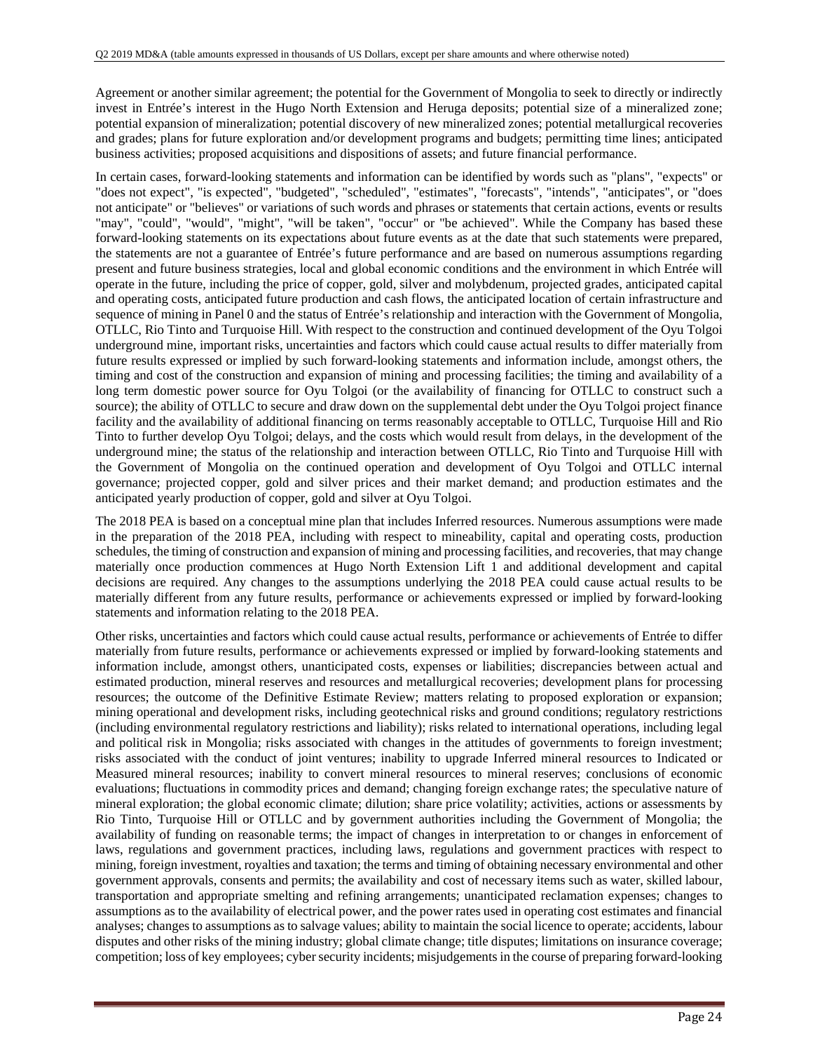Agreement or another similar agreement; the potential for the Government of Mongolia to seek to directly or indirectly invest in Entrée's interest in the Hugo North Extension and Heruga deposits; potential size of a mineralized zone; potential expansion of mineralization; potential discovery of new mineralized zones; potential metallurgical recoveries and grades; plans for future exploration and/or development programs and budgets; permitting time lines; anticipated business activities; proposed acquisitions and dispositions of assets; and future financial performance.

In certain cases, forward-looking statements and information can be identified by words such as "plans", "expects" or "does not expect", "is expected", "budgeted", "scheduled", "estimates", "forecasts", "intends", "anticipates", or "does not anticipate" or "believes" or variations of such words and phrases or statements that certain actions, events or results "may", "could", "would", "might", "will be taken", "occur" or "be achieved". While the Company has based these forward-looking statements on its expectations about future events as at the date that such statements were prepared, the statements are not a guarantee of Entrée's future performance and are based on numerous assumptions regarding present and future business strategies, local and global economic conditions and the environment in which Entrée will operate in the future, including the price of copper, gold, silver and molybdenum, projected grades, anticipated capital and operating costs, anticipated future production and cash flows, the anticipated location of certain infrastructure and sequence of mining in Panel 0 and the status of Entrée's relationship and interaction with the Government of Mongolia, OTLLC, Rio Tinto and Turquoise Hill. With respect to the construction and continued development of the Oyu Tolgoi underground mine, important risks, uncertainties and factors which could cause actual results to differ materially from future results expressed or implied by such forward-looking statements and information include, amongst others, the timing and cost of the construction and expansion of mining and processing facilities; the timing and availability of a long term domestic power source for Oyu Tolgoi (or the availability of financing for OTLLC to construct such a source); the ability of OTLLC to secure and draw down on the supplemental debt under the Oyu Tolgoi project finance facility and the availability of additional financing on terms reasonably acceptable to OTLLC, Turquoise Hill and Rio Tinto to further develop Oyu Tolgoi; delays, and the costs which would result from delays, in the development of the underground mine; the status of the relationship and interaction between OTLLC, Rio Tinto and Turquoise Hill with the Government of Mongolia on the continued operation and development of Oyu Tolgoi and OTLLC internal governance; projected copper, gold and silver prices and their market demand; and production estimates and the anticipated yearly production of copper, gold and silver at Oyu Tolgoi.

The 2018 PEA is based on a conceptual mine plan that includes Inferred resources. Numerous assumptions were made in the preparation of the 2018 PEA, including with respect to mineability, capital and operating costs, production schedules, the timing of construction and expansion of mining and processing facilities, and recoveries, that may change materially once production commences at Hugo North Extension Lift 1 and additional development and capital decisions are required. Any changes to the assumptions underlying the 2018 PEA could cause actual results to be materially different from any future results, performance or achievements expressed or implied by forward-looking statements and information relating to the 2018 PEA.

Other risks, uncertainties and factors which could cause actual results, performance or achievements of Entrée to differ materially from future results, performance or achievements expressed or implied by forward-looking statements and information include, amongst others, unanticipated costs, expenses or liabilities; discrepancies between actual and estimated production, mineral reserves and resources and metallurgical recoveries; development plans for processing resources; the outcome of the Definitive Estimate Review; matters relating to proposed exploration or expansion; mining operational and development risks, including geotechnical risks and ground conditions; regulatory restrictions (including environmental regulatory restrictions and liability); risks related to international operations, including legal and political risk in Mongolia; risks associated with changes in the attitudes of governments to foreign investment; risks associated with the conduct of joint ventures; inability to upgrade Inferred mineral resources to Indicated or Measured mineral resources; inability to convert mineral resources to mineral reserves; conclusions of economic evaluations; fluctuations in commodity prices and demand; changing foreign exchange rates; the speculative nature of mineral exploration; the global economic climate; dilution; share price volatility; activities, actions or assessments by Rio Tinto, Turquoise Hill or OTLLC and by government authorities including the Government of Mongolia; the availability of funding on reasonable terms; the impact of changes in interpretation to or changes in enforcement of laws, regulations and government practices, including laws, regulations and government practices with respect to mining, foreign investment, royalties and taxation; the terms and timing of obtaining necessary environmental and other government approvals, consents and permits; the availability and cost of necessary items such as water, skilled labour, transportation and appropriate smelting and refining arrangements; unanticipated reclamation expenses; changes to assumptions as to the availability of electrical power, and the power rates used in operating cost estimates and financial analyses; changes to assumptions as to salvage values; ability to maintain the social licence to operate; accidents, labour disputes and other risks of the mining industry; global climate change; title disputes; limitations on insurance coverage; competition; loss of key employees; cyber security incidents; misjudgements in the course of preparing forward-looking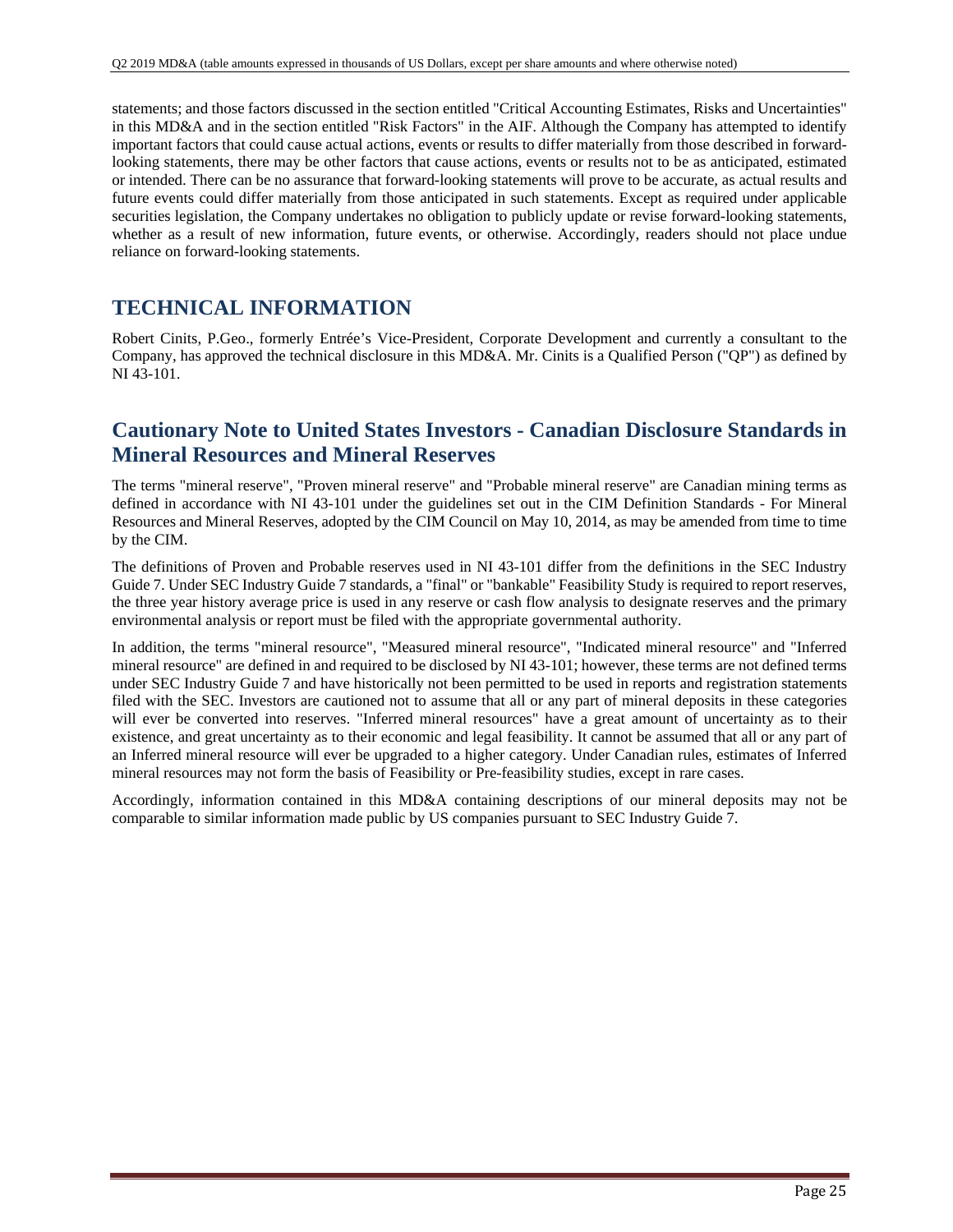statements; and those factors discussed in the section entitled "Critical Accounting Estimates, Risks and Uncertainties" in this MD&A and in the section entitled "Risk Factors" in the AIF. Although the Company has attempted to identify important factors that could cause actual actions, events or results to differ materially from those described in forward-looking statements, there may be other factors that cause actions, events or results not to be as anticipated, estimated or intended. There can be no assurance that forward-looking statements will prove to be accurate, as actual results and future events could differ materially from those anticipated in such statements. Except as required under applicable securities legislation, the Company undertakes no obligation to publicly update or revise forward-looking statements, whether as a result of new information, future events, or otherwise. Accordingly, readers should not place undue reliance on forward-looking statements.

# TECHNICAL INFORMATION

Robert Cinits, P.Geo., formerly Entrée's Vice-President, Corporate Development and currently a consultant to the Company, has approved the technical disclosure in this MD&A. Mr. Cinits is a Qualified Person ("QP") as defined by NI 43-101.

## Cautionary Note to United States Investors - Canadian Disclosure Standards in Mineral Resources and Mineral Reserves

The terms "mineral reserve", "Proven mineral reserve" and "Probable mineral reserve" are Canadian mining terms as defined in accordance with NI 43-101 under the guidelines set out in the CIM Definition Standards - For Mineral Resources and Mineral Reserves, adopted by the CIM Council on May 10, 2014, as may be amended from time to time by the CIM.

The definitions of Proven and Probable reserves used in NI 43-101 differ from the definitions in the SEC Industry Guide 7. Under SEC Industry Guide 7 standards, a "final" or "bankable" Feasibility Study is required to report reserves, the three year history average price is used in any reserve or cash flow analysis to designate reserves and the primary environmental analysis or report must be filed with the appropriate governmental authority.

In addition, the terms "mineral resource", "Measured mineral resource", "Indicated mineral resource" and "Inferred mineral resource" are defined in and required to be disclosed by NI 43-101; however, these terms are not defined terms under SEC Industry Guide 7 and have historically not been permitted to be used in reports and registration statements filed with the SEC. Investors are cautioned not to assume that all or any part of mineral deposits in these categories will ever be converted into reserves. "Inferred mineral resources" have a great amount of uncertainty as to their existence, and great uncertainty as to their economic and legal feasibility. It cannot be assumed that all or any part of an Inferred mineral resource will ever be upgraded to a higher category. Under Canadian rules, estimates of Inferred mineral resources may not form the basis of Feasibility or Pre-feasibility studies, except in rare cases.

Accordingly, information contained in this MD&A containing descriptions of our mineral deposits may not be comparable to similar information made public by US companies pursuant to SEC Industry Guide 7.